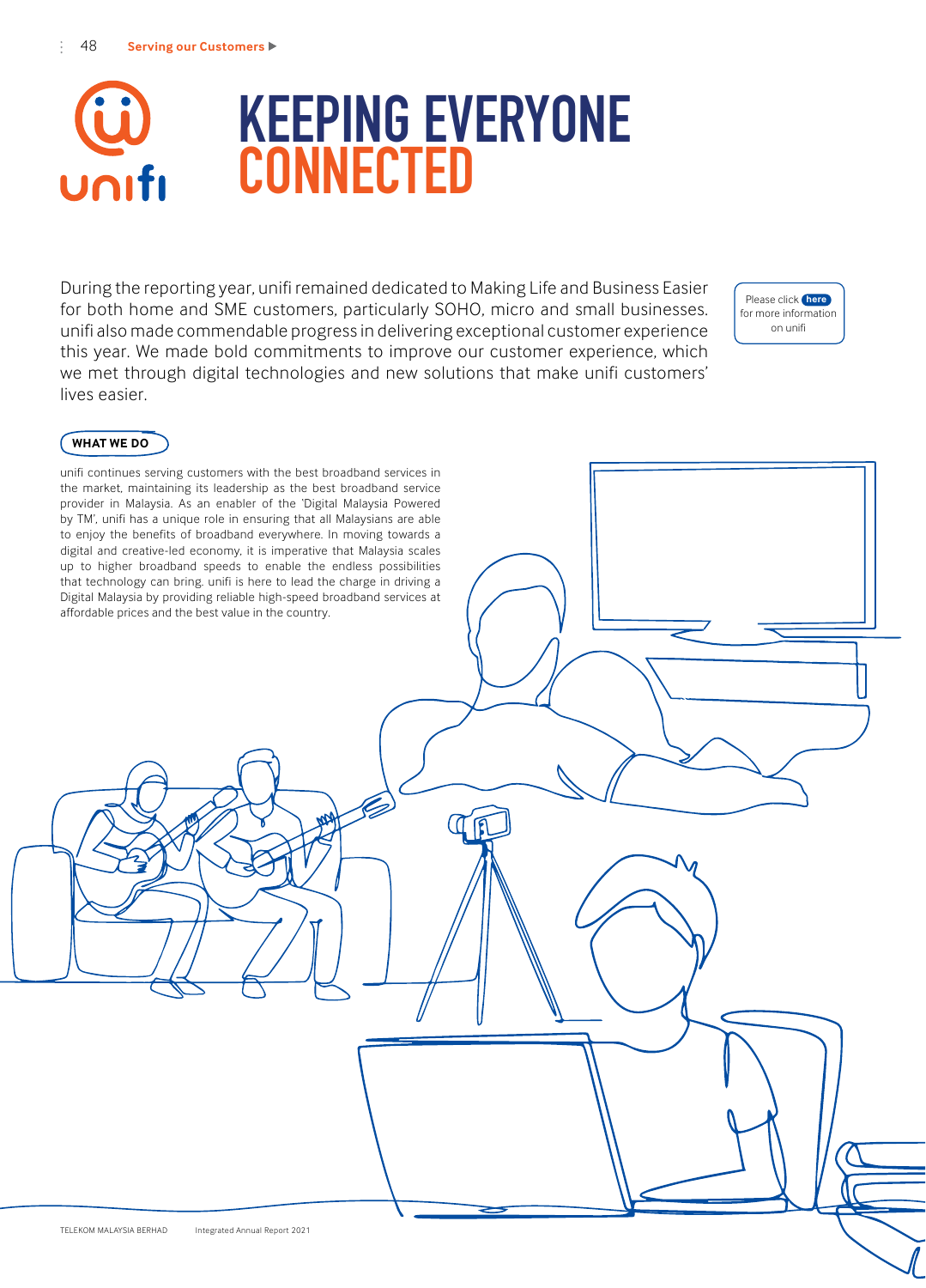unifi

# KEEPING EVERYONE CONNECTED

During the reporting year, unifi remained dedicated to Making Life and Business Easier for both home and SME customers, particularly SOHO, micro and small businesses. unifi also made commendable progress in delivering exceptional customer experience this year. We made bold commitments to improve our customer experience, which we met through digital technologies and new solutions that make unifi customers' lives easier.

Please click here for more information on unifi

## WHAT WE DO

unifi continues serving customers with the best broadband services in the market, maintaining its leadership as the best broadband service provider in Malaysia. As an enabler of the 'Digital Malaysia Powered by TM', unifi has a unique role in ensuring that all Malaysians are able to enjoy the benefits of broadband everywhere. In moving towards a digital and creative-led economy, it is imperative that Malaysia scales up to higher broadband speeds to enable the endless possibilities that technology can bring. unifi is here to lead the charge in driving a Digital Malaysia by providing reliable high-speed broadband services at affordable prices and the best value in the country.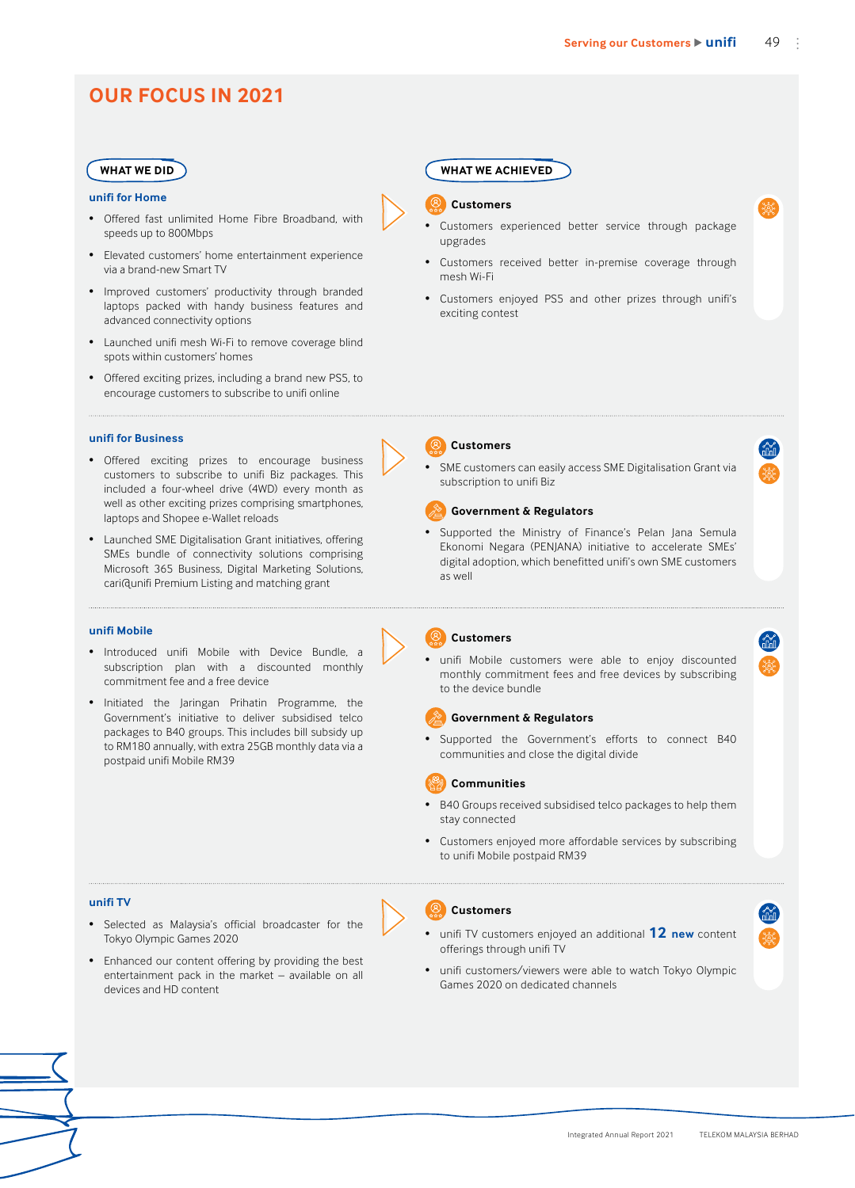## OUR FOCUS IN 2021

### unifi for Home

**WHAT WE DID**

- Offered fast unlimited Home Fibre Broadband, with speeds up to 800Mbps
- Elevated customers' home entertainment experience via a brand-new Smart TV
- Improved customers' productivity through branded laptops packed with handy business features and advanced connectivity options
- Launched unifi mesh Wi-Fi to remove coverage blind spots within customers' homes
- Offered exciting prizes, including a brand new PS5, to encourage customers to subscribe to unifi online

**WHAT WE ACHIEVED**

**Customers**

- Customers experienced better service through package upgrades
- Customers received better in-premise coverage through mesh Wi-Fi
- Customers enjoyed PS5 and other prizes through unifi's exciting contest

### unifi for Business

**WHAT WE DID**

- Offered exciting prizes to encourage business customers to subscribe to unifi Biz packages. This included a four-wheel drive (4WD) every month as well as other exciting prizes comprising smartphones, laptops and Shopee e-Wallet reloads
- Launched SME Digitalisation Grant initiatives, offering SMEs bundle of connectivity solutions comprising Microsoft 365 Business, Digital Marketing Solutions, cari@unifi Premium Listing and matching grant

**WHAT WE ACHIEVED**

**Customers**

- SME customers can easily access SME Digitalisation Grant via subscription to unifi Biz

**Government & Regulators**

- Supported the Ministry of Finance's Pelan Jana Semula Ekonomi Negara (PENJANA) initiative to accelerate SMEs' digital adoption, which benefitted unifi's own SME customers as well

### unifi Mobile

**WHAT WE DID**

- Introduced unifi Mobile with Device Bundle, a subscription plan with a discounted monthly commitment fee and a free device
- Initiated the Jaringan Prihatin Programme, the Government's initiative to deliver subsidised telco packages to B40 groups. This includes bill subsidy up to RM180 annually, with extra 25GB monthly data via a postpaid unifi Mobile RM39

**WHAT WE ACHIEVED**

**Customers**

- unifi Mobile customers were able to enjoy discounted monthly commitment fees and free devices by subscribing to the device bundle

**Government & Regulators**

- Supported the Government's efforts to connect B40 communities and close the digital divide

**Communities**

- B40 Groups received subsidised telco packages to help them stay connected
- Customers enjoyed more affordable services by subscribing to unifi Mobile postpaid RM39

### unifi TV

**WHAT WE DID**

- Selected as Malaysia's official broadcaster for the Tokyo Olympic Games 2020
- Enhanced our content offering by providing the best entertainment pack in the market – available on all devices and HD content

**WHAT WE ACHIEVED**

**Customers**

- unifi TV customers enjoyed an additional **12 new** content offerings through unifi TV
- unifi customers/viewers were able to watch Tokyo Olympic Games 2020 on dedicated channels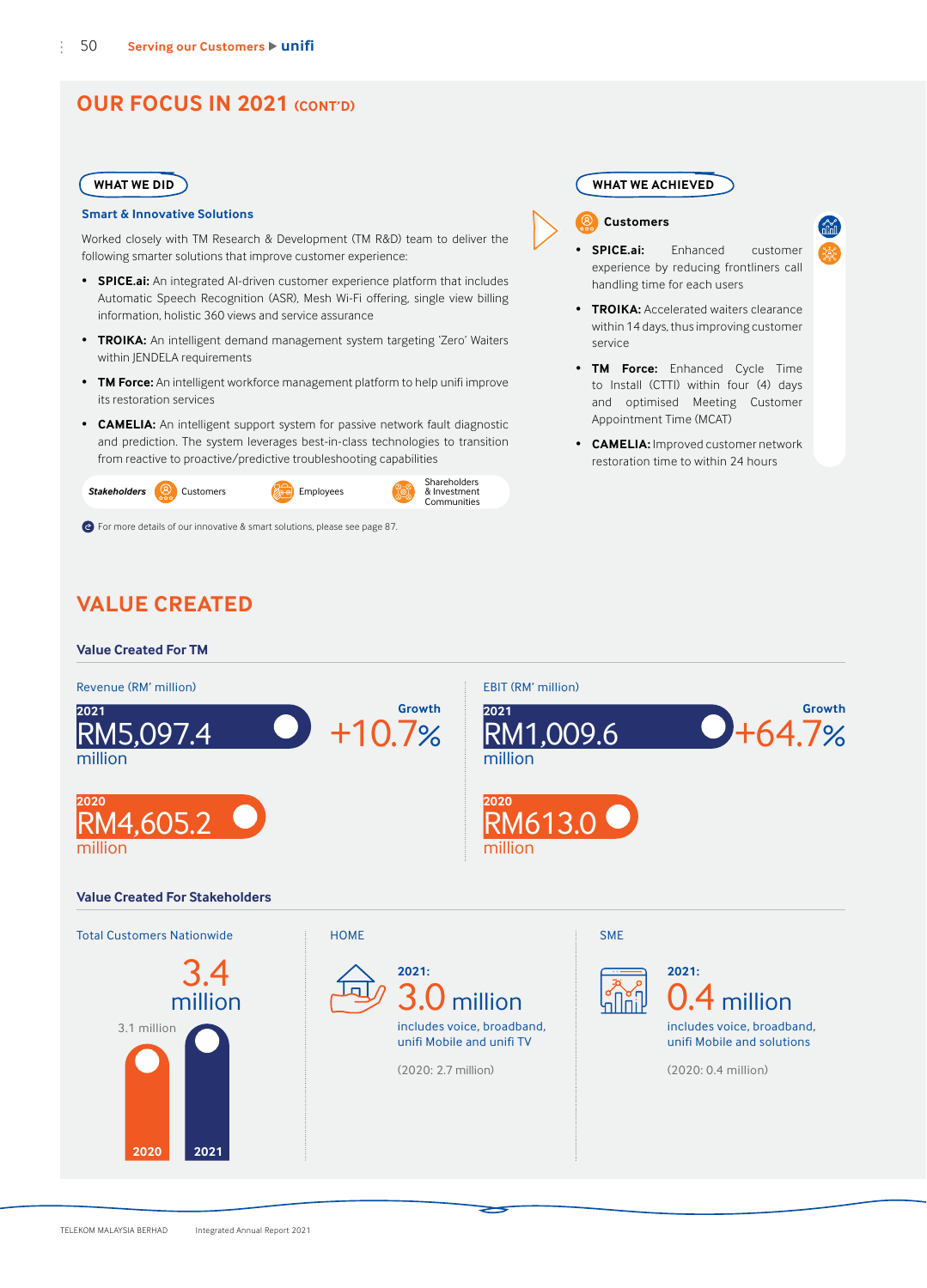## OUR FOCUS IN 2021 (CONT'D)

### WHAT WE DID

**Smart & Innovative Solutions**

Worked closely with TM Research & Development (TM R&D) team to deliver the following smarter solutions that improve customer experience:

- **SPICE.ai:** An integrated AI-driven customer experience platform that includes Automatic Speech Recognition (ASR), Mesh Wi-Fi offering, single view billing information, holistic 360 views and service assurance
- **TROIKA:** An intelligent demand management system targeting 'Zero' Waiters within JENDELA requirements
- **TM Force:** An intelligent workforce management platform to help unifi improve its restoration services
- **CAMELIA:** An intelligent support system for passive network fault diagnostic and prediction. The system leverages best-in-class technologies to transition from reactive to proactive/predictive troubleshooting capabilities

*Stakeholders*: Customers, Employees, Shareholders & Investment Communities

For more details of our innovative & smart solutions, please see page 87.

### WHAT WE ACHIEVED

**Customers**

- **SPICE.ai:** Enhanced customer experience by reducing frontliners call handling time for each users
- **TROIKA:** Accelerated waiters clearance within 14 days, thus improving customer service
- **TM Force:** Enhanced Cycle Time to Install (CTTI) within four (4) days and optimised Meeting Customer Appointment Time (MCAT)
- **CAMELIA:** Improved customer network restoration time to within 24 hours

## VALUE CREATED

### Value Created For TM

**Revenue (RM' million)**

- 2021: RM5,097.4 million
- 2020: RM4,605.2 million
- Growth: +10.7%

**EBIT (RM' million)**

- 2021: RM1,009.6 million
- 2020: RM613.0 million
- Growth: +64.7%

### Value Created For Stakeholders

**Total Customers Nationwide**

- 2020: 3.1 million
- 2021: 3.4 million

**HOME**

2021: 3.0 million

includes voice, broadband, unifi Mobile and unifi TV

(2020: 2.7 million)

**SME**

2021: 0.4 million

includes voice, broadband, unifi Mobile and solutions

(2020: 0.4 million)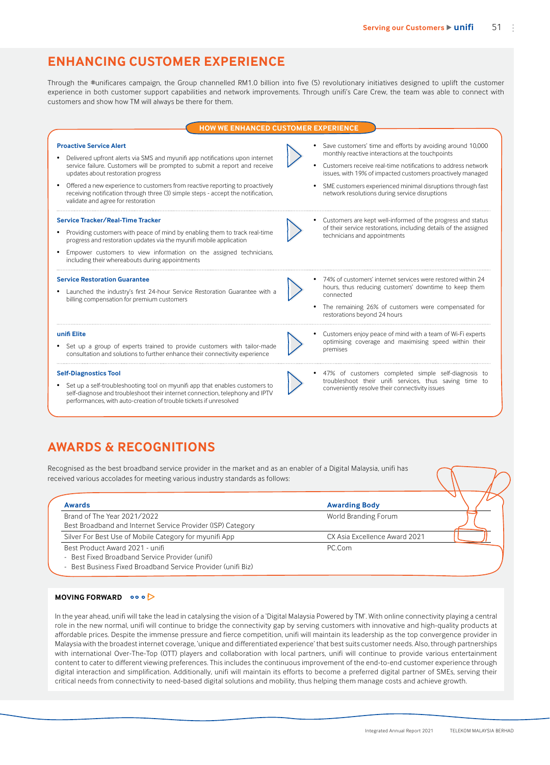## ENHANCING CUSTOMER EXPERIENCE

Through the #unificares campaign, the Group channelled RM1.0 billion into five (5) revolutionary initiatives designed to uplift the customer experience in both customer support capabilities and network improvements. Through unifi's Care Crew, the team was able to connect with customers and show how TM will always be there for them.

### HOW WE ENHANCED CUSTOMER EXPERIENCE

**Proactive Service Alert**

- Delivered upfront alerts via SMS and myunifi app notifications upon internet service failure. Customers will be prompted to submit a report and receive updates about restoration progress
- Offered a new experience to customers from reactive reporting to proactively receiving notification through three (3) simple steps - accept the notification, validate and agree for restoration

- Save customers' time and efforts by avoiding around 10,000 monthly reactive interactions at the touchpoints
- Customers receive real-time notifications to address network issues, with 19% of impacted customers proactively managed
- SME customers experienced minimal disruptions through fast network resolutions during service disruptions

**Service Tracker/Real-Time Tracker**

- Providing customers with peace of mind by enabling them to track real-time progress and restoration updates via the myunifi mobile application
- Empower customers to view information on the assigned technicians, including their whereabouts during appointments

- Customers are kept well-informed of the progress and status of their service restorations, including details of the assigned technicians and appointments

**Service Restoration Guarantee**

- Launched the industry's first 24-hour Service Restoration Guarantee with a billing compensation for premium customers

- 74% of customers' internet services were restored within 24 hours, thus reducing customers' downtime to keep them connected
- The remaining 26% of customers were compensated for restorations beyond 24 hours

**unifi Elite**

- Set up a group of experts trained to provide customers with tailor-made consultation and solutions to further enhance their connectivity experience

- Customers enjoy peace of mind with a team of Wi-Fi experts optimising coverage and maximising speed within their premises

**Self-Diagnostics Tool**

- Set up a self-troubleshooting tool on myunifi app that enables customers to self-diagnose and troubleshoot their internet connection, telephony and IPTV performances, with auto-creation of trouble tickets if unresolved

- 47% of customers completed simple self-diagnosis to troubleshoot their unifi services, thus saving time to conveniently resolve their connectivity issues

## AWARDS & RECOGNITIONS

Recognised as the best broadband service provider in the market and as an enabler of a Digital Malaysia, unifi has received various accolades for meeting various industry standards as follows:

| Awards | Awarding Body |
|---|---|
| Brand of The Year 2021/2022<br>Best Broadband and Internet Service Provider (ISP) Category | World Branding Forum |
| Silver For Best Use of Mobile Category for myunifi App | CX Asia Excellence Award 2021 |
| Best Product Award 2021 - unifi<br>- Best Fixed Broadband Service Provider (unifi)<br>- Best Business Fixed Broadband Service Provider (unifi Biz) | PC.Com |

### MOVING FORWARD

In the year ahead, unifi will take the lead in catalysing the vision of a 'Digital Malaysia Powered by TM'. With online connectivity playing a central role in the new normal, unifi will continue to bridge the connectivity gap by serving customers with innovative and high-quality products at affordable prices. Despite the immense pressure and fierce competition, unifi will maintain its leadership as the top convergence provider in Malaysia with the broadest internet coverage, 'unique and differentiated experience' that best suits customer needs. Also, through partnerships with international Over-The-Top (OTT) players and collaboration with local partners, unifi will continue to provide various entertainment content to cater to different viewing preferences. This includes the continuous improvement of the end-to-end customer experience through digital interaction and simplification. Additionally, unifi will maintain its efforts to become a preferred digital partner of SMEs, serving their critical needs from connectivity to need-based digital solutions and mobility, thus helping them manage costs and achieve growth.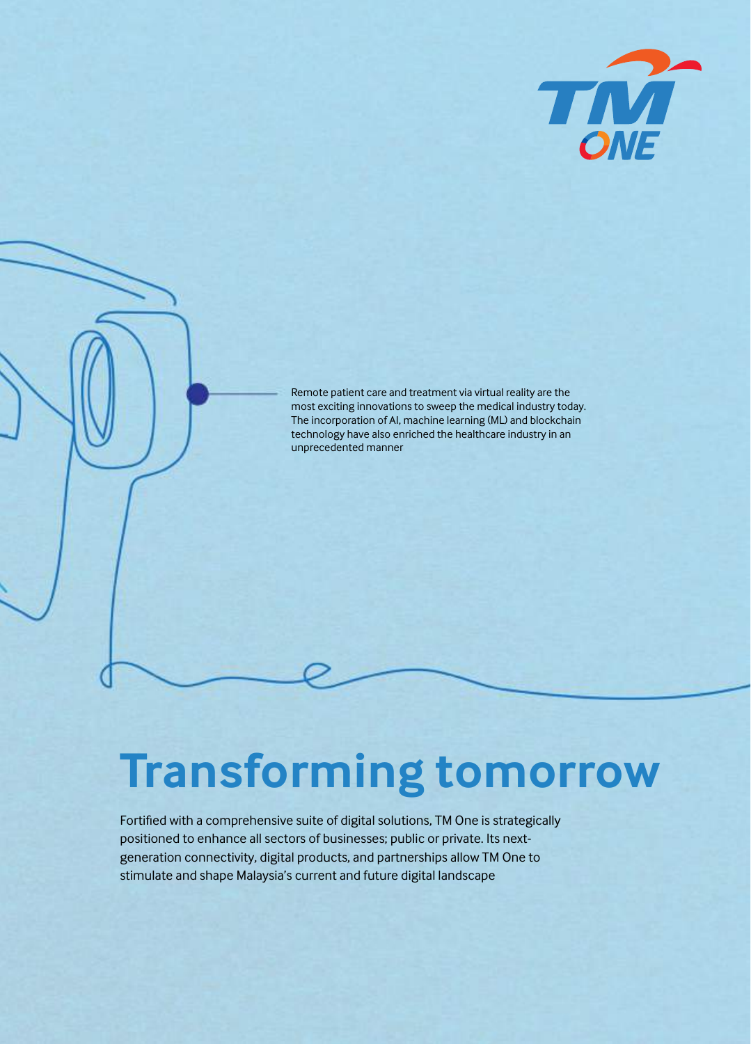Remote patient care and treatment via virtual reality are the most exciting innovations to sweep the medical industry today. The incorporation of AI, machine learning (ML) and blockchain technology have also enriched the healthcare industry in an unprecedented manner

# Transforming tomorrow

Fortified with a comprehensive suite of digital solutions, TM One is strategically positioned to enhance all sectors of businesses; public or private. Its next-generation connectivity, digital products, and partnerships allow TM One to stimulate and shape Malaysia's current and future digital landscape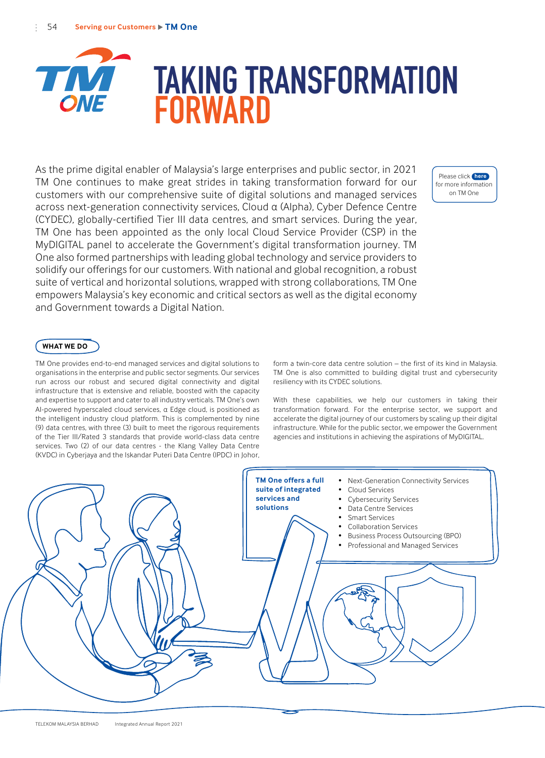# TAKING TRANSFORMATION FORWARD

As the prime digital enabler of Malaysia's large enterprises and public sector, in 2021 TM One continues to make great strides in taking transformation forward for our customers with our comprehensive suite of digital solutions and managed services across next-generation connectivity services, Cloud α (Alpha), Cyber Defence Centre (CYDEC), globally-certified Tier III data centres, and smart services. During the year, TM One has been appointed as the only local Cloud Service Provider (CSP) in the MyDIGITAL panel to accelerate the Government's digital transformation journey. TM One also formed partnerships with leading global technology and service providers to solidify our offerings for our customers. With national and global recognition, a robust suite of vertical and horizontal solutions, wrapped with strong collaborations, TM One empowers Malaysia's key economic and critical sectors as well as the digital economy and Government towards a Digital Nation.

Please click here for more information on TM One

## WHAT WE DO

TM One provides end-to-end managed services and digital solutions to organisations in the enterprise and public sector segments. Our services run across our robust and secured digital connectivity and digital infrastructure that is extensive and reliable, boosted with the capacity and expertise to support and cater to all industry verticals. TM One's own AI-powered hyperscaled cloud services, α Edge cloud, is positioned as the intelligent industry cloud platform. This is complemented by nine (9) data centres, with three (3) built to meet the rigorous requirements of the Tier III/Rated 3 standards that provide world-class data centre services. Two (2) of our data centres - the Klang Valley Data Centre (KVDC) in Cyberjaya and the Iskandar Puteri Data Centre (IPDC) in Johor, form a twin-core data centre solution – the first of its kind in Malaysia. TM One is also committed to building digital trust and cybersecurity resiliency with its CYDEC solutions.

With these capabilities, we help our customers in taking their transformation forward. For the enterprise sector, we support and accelerate the digital journey of our customers by scaling up their digital infrastructure. While for the public sector, we empower the Government agencies and institutions in achieving the aspirations of MyDIGITAL.

**TM One offers a full suite of integrated services and solutions**

- Next-Generation Connectivity Services
- Cloud Services
- Cybersecurity Services
- Data Centre Services
- Smart Services
- Collaboration Services
- Business Process Outsourcing (BPO)
- Professional and Managed Services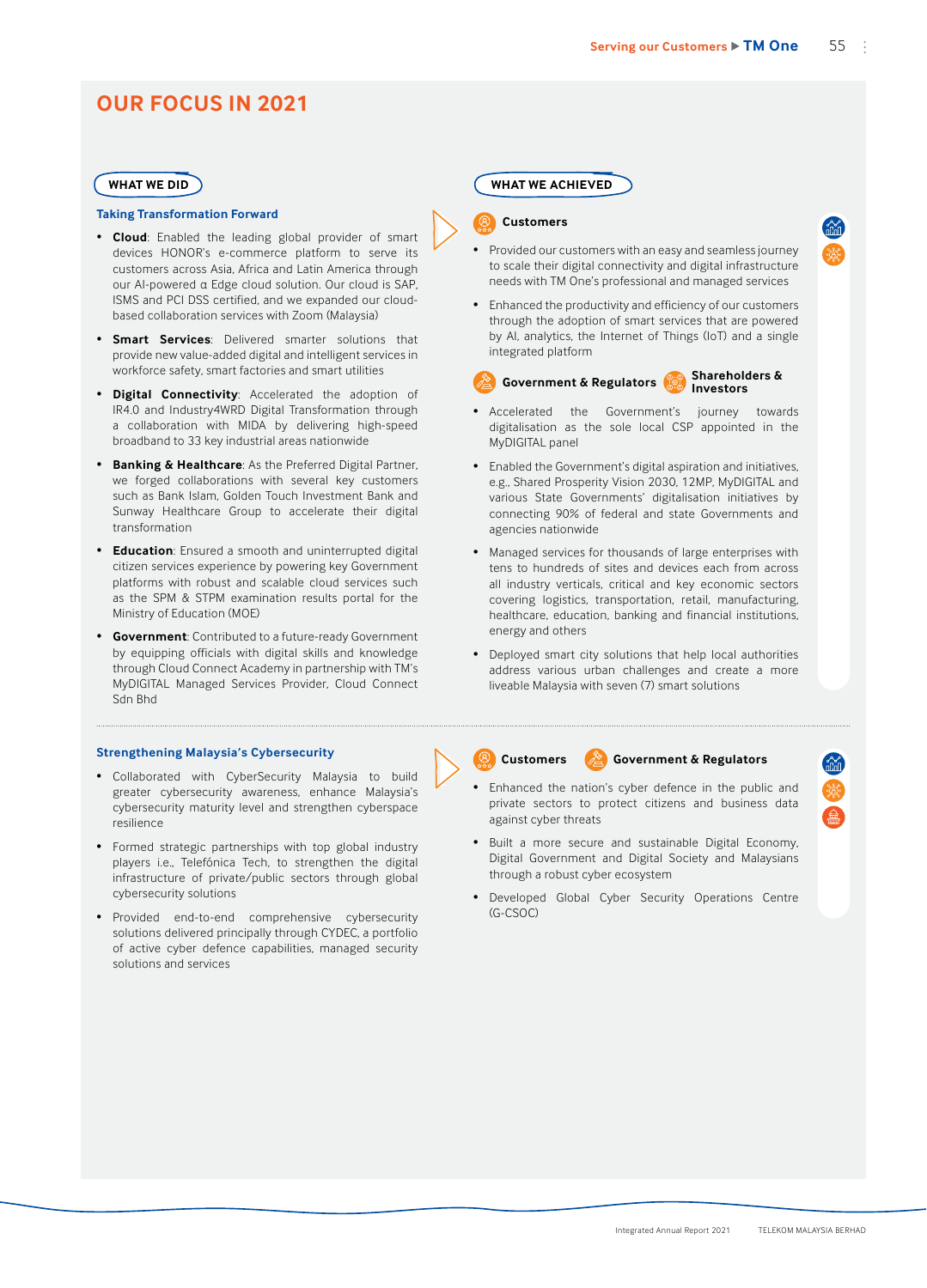## OUR FOCUS IN 2021

### WHAT WE DID

**Taking Transformation Forward**

- **Cloud**: Enabled the leading global provider of smart devices HONOR's e-commerce platform to serve its customers across Asia, Africa and Latin America through our AI-powered α Edge cloud solution. Our cloud is SAP, ISMS and PCI DSS certified, and we expanded our cloud-based collaboration services with Zoom (Malaysia)
- **Smart Services**: Delivered smarter solutions that provide new value-added digital and intelligent services in workforce safety, smart factories and smart utilities
- **Digital Connectivity**: Accelerated the adoption of IR4.0 and Industry4WRD Digital Transformation through a collaboration with MIDA by delivering high-speed broadband to 33 key industrial areas nationwide
- **Banking & Healthcare**: As the Preferred Digital Partner, we forged collaborations with several key customers such as Bank Islam, Golden Touch Investment Bank and Sunway Healthcare Group to accelerate their digital transformation
- **Education**: Ensured a smooth and uninterrupted digital citizen services experience by powering key Government platforms with robust and scalable cloud services such as the SPM & STPM examination results portal for the Ministry of Education (MOE)
- **Government**: Contributed to a future-ready Government by equipping officials with digital skills and knowledge through Cloud Connect Academy in partnership with TM's MyDIGITAL Managed Services Provider, Cloud Connect Sdn Bhd

### WHAT WE ACHIEVED

**Customers**

- Provided our customers with an easy and seamless journey to scale their digital connectivity and digital infrastructure needs with TM One's professional and managed services
- Enhanced the productivity and efficiency of our customers through the adoption of smart services that are powered by AI, analytics, the Internet of Things (IoT) and a single integrated platform

**Government & Regulators** **Shareholders & Investors**

- Accelerated the Government's journey towards digitalisation as the sole local CSP appointed in the MyDIGITAL panel
- Enabled the Government's digital aspiration and initiatives, e.g., Shared Prosperity Vision 2030, 12MP, MyDIGITAL and various State Governments' digitalisation initiatives by connecting 90% of federal and state Governments and agencies nationwide
- Managed services for thousands of large enterprises with tens to hundreds of sites and devices each from across all industry verticals, critical and key economic sectors covering logistics, transportation, retail, manufacturing, healthcare, education, banking and financial institutions, energy and others
- Deployed smart city solutions that help local authorities address various urban challenges and create a more liveable Malaysia with seven (7) smart solutions

---

### WHAT WE DID

**Strengthening Malaysia's Cybersecurity**

- Collaborated with CyberSecurity Malaysia to build greater cybersecurity awareness, enhance Malaysia's cybersecurity maturity level and strengthen cyberspace resilience
- Formed strategic partnerships with top global industry players i.e., Telefónica Tech, to strengthen the digital infrastructure of private/public sectors through global cybersecurity solutions
- Provided end-to-end comprehensive cybersecurity solutions delivered principally through CYDEC, a portfolio of active cyber defence capabilities, managed security solutions and services

### WHAT WE ACHIEVED

**Customers** **Government & Regulators**

- Enhanced the nation's cyber defence in the public and private sectors to protect citizens and business data against cyber threats
- Built a more secure and sustainable Digital Economy, Digital Government and Digital Society and Malaysians through a robust cyber ecosystem
- Developed Global Cyber Security Operations Centre (G-CSOC)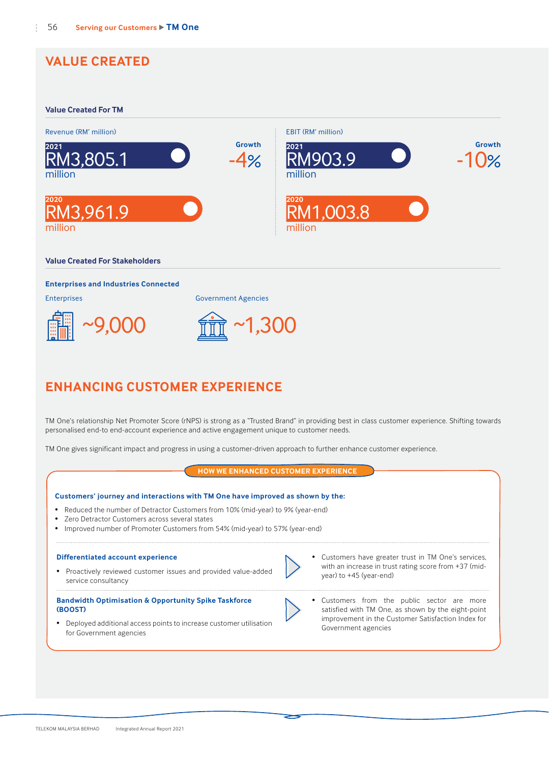## VALUE CREATED

### Value Created For TM

**Revenue (RM' million)**

| Year | Revenue | Growth |
|---|---|---|
| 2021 | RM3,805.1 million | -4% |
| 2020 | RM3,961.9 million | |

**EBIT (RM' million)**

| Year | EBIT | Growth |
|---|---|---|
| 2021 | RM903.9 million | -10% |
| 2020 | RM1,003.8 million | |

### Value Created For Stakeholders

**Enterprises and Industries Connected**

Enterprises

~9,000

Government Agencies

~1,300

## ENHANCING CUSTOMER EXPERIENCE

TM One's relationship Net Promoter Score (rNPS) is strong as a "Trusted Brand" in providing best in class customer experience. Shifting towards personalised end-to end-account experience and active engagement unique to customer needs.

TM One gives significant impact and progress in using a customer-driven approach to further enhance customer experience.

### HOW WE ENHANCED CUSTOMER EXPERIENCE

**Customers' journey and interactions with TM One have improved as shown by the:**

- Reduced the number of Detractor Customers from 10% (mid-year) to 9% (year-end)
- Zero Detractor Customers across several states
- Improved number of Promoter Customers from 54% (mid-year) to 57% (year-end)

**Differentiated account experience**

- Proactively reviewed customer issues and provided value-added service consultancy

- Customers have greater trust in TM One's services, with an increase in trust rating score from +37 (mid-year) to +45 (year-end)

**Bandwidth Optimisation & Opportunity Spike Taskforce (BOOST)**

- Deployed additional access points to increase customer utilisation for Government agencies

- Customers from the public sector are more satisfied with TM One, as shown by the eight-point improvement in the Customer Satisfaction Index for Government agencies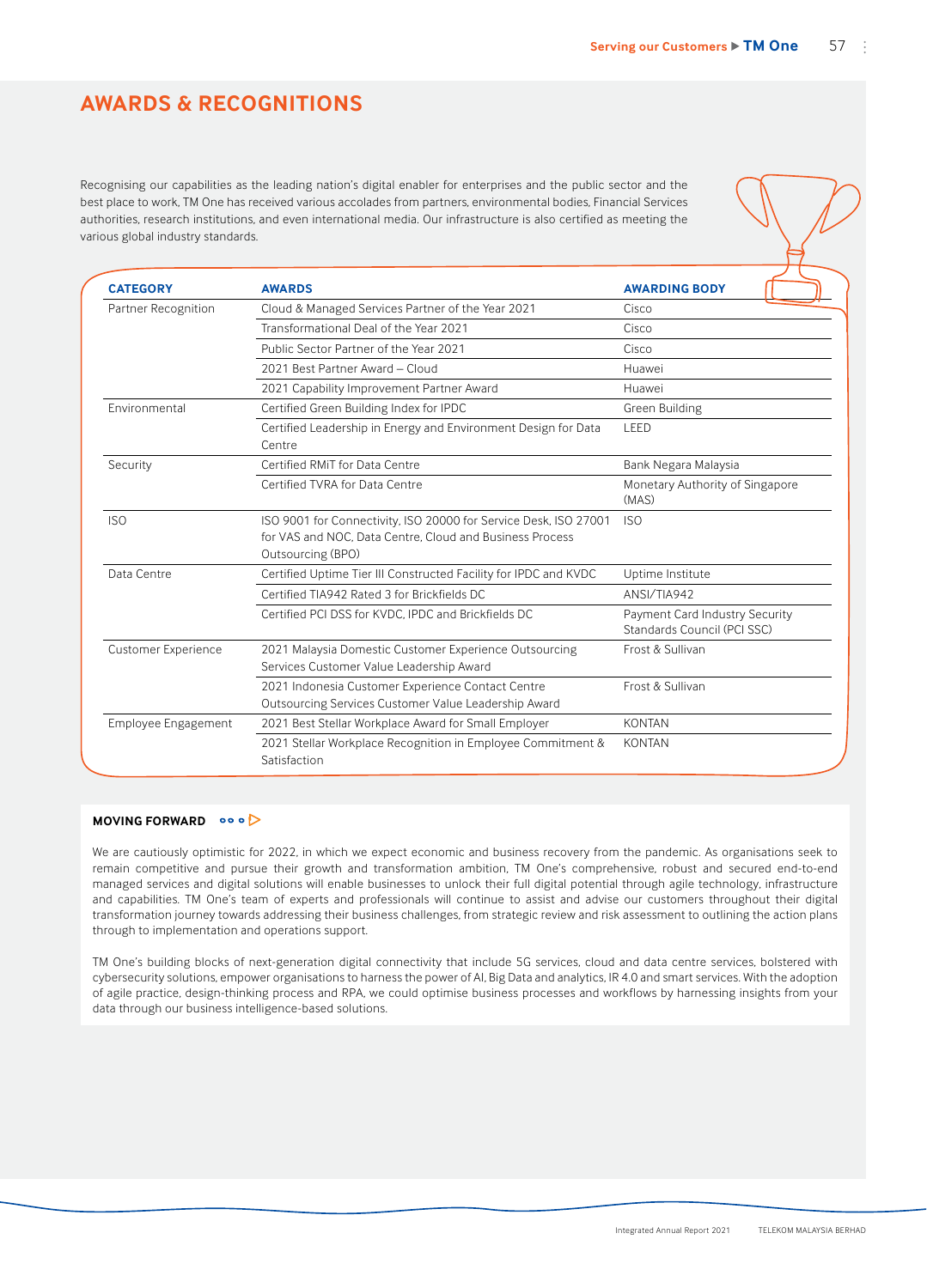## AWARDS & RECOGNITIONS

Recognising our capabilities as the leading nation's digital enabler for enterprises and the public sector and the best place to work, TM One has received various accolades from partners, environmental bodies, Financial Services authorities, research institutions, and even international media. Our infrastructure is also certified as meeting the various global industry standards.

| CATEGORY | AWARDS | AWARDING BODY |
|---|---|---|
| Partner Recognition | Cloud & Managed Services Partner of the Year 2021 | Cisco |
| | Transformational Deal of the Year 2021 | Cisco |
| | Public Sector Partner of the Year 2021 | Cisco |
| | 2021 Best Partner Award – Cloud | Huawei |
| | 2021 Capability Improvement Partner Award | Huawei |
| Environmental | Certified Green Building Index for IPDC | Green Building |
| | Certified Leadership in Energy and Environment Design for Data Centre | LEED |
| Security | Certified RMiT for Data Centre | Bank Negara Malaysia |
| | Certified TVRA for Data Centre | Monetary Authority of Singapore (MAS) |
| ISO | ISO 9001 for Connectivity, ISO 20000 for Service Desk, ISO 27001 for VAS and NOC, Data Centre, Cloud and Business Process Outsourcing (BPO) | ISO |
| Data Centre | Certified Uptime Tier III Constructed Facility for IPDC and KVDC | Uptime Institute |
| | Certified TIA942 Rated 3 for Brickfields DC | ANSI/TIA942 |
| | Certified PCI DSS for KVDC, IPDC and Brickfields DC | Payment Card Industry Security Standards Council (PCI SSC) |
| Customer Experience | 2021 Malaysia Domestic Customer Experience Outsourcing Services Customer Value Leadership Award | Frost & Sullivan |
| | 2021 Indonesia Customer Experience Contact Centre Outsourcing Services Customer Value Leadership Award | Frost & Sullivan |
| Employee Engagement | 2021 Best Stellar Workplace Award for Small Employer | KONTAN |
| | 2021 Stellar Workplace Recognition in Employee Commitment & Satisfaction | KONTAN |

### MOVING FORWARD

We are cautiously optimistic for 2022, in which we expect economic and business recovery from the pandemic. As organisations seek to remain competitive and pursue their growth and transformation ambition, TM One's comprehensive, robust and secured end-to-end managed services and digital solutions will enable businesses to unlock their full digital potential through agile technology, infrastructure and capabilities. TM One's team of experts and professionals will continue to assist and advise our customers throughout their digital transformation journey towards addressing their business challenges, from strategic review and risk assessment to outlining the action plans through to implementation and operations support.

TM One's building blocks of next-generation digital connectivity that include 5G services, cloud and data centre services, bolstered with cybersecurity solutions, empower organisations to harness the power of AI, Big Data and analytics, IR 4.0 and smart services. With the adoption of agile practice, design-thinking process and RPA, we could optimise business processes and workflows by harnessing insights from your data through our business intelligence-based solutions.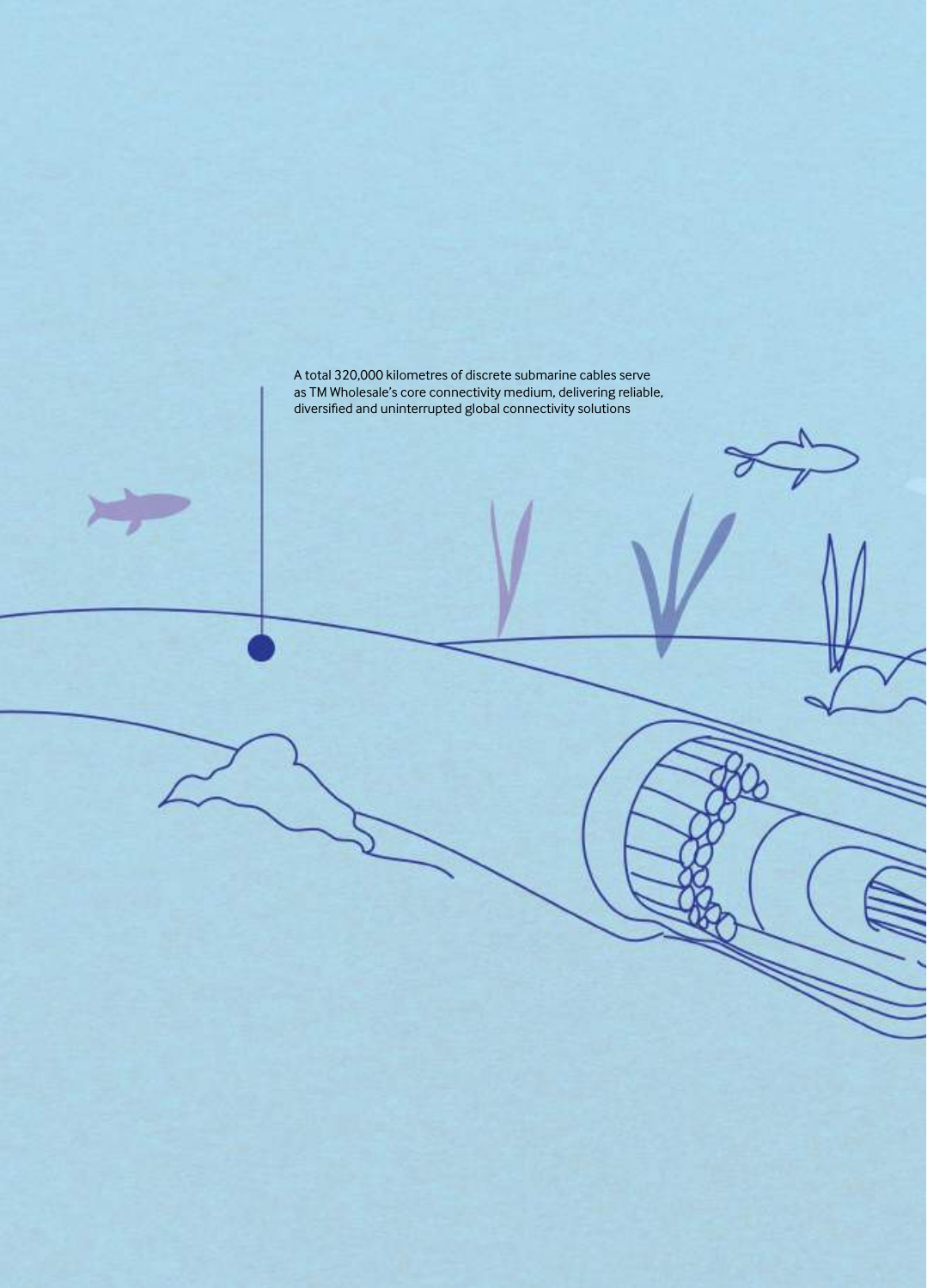A total 320,000 kilometres of discrete submarine cables serve as TM Wholesale's core connectivity medium, delivering reliable, diversified and uninterrupted global connectivity solutions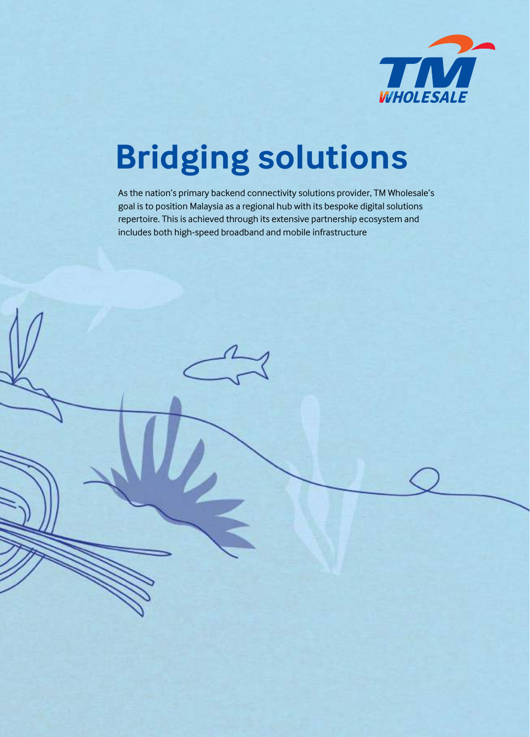TM WHOLESALE

# Bridging solutions

As the nation's primary backend connectivity solutions provider, TM Wholesale's goal is to position Malaysia as a regional hub with its bespoke digital solutions repertoire. This is achieved through its extensive partnership ecosystem and includes both high-speed broadband and mobile infrastructure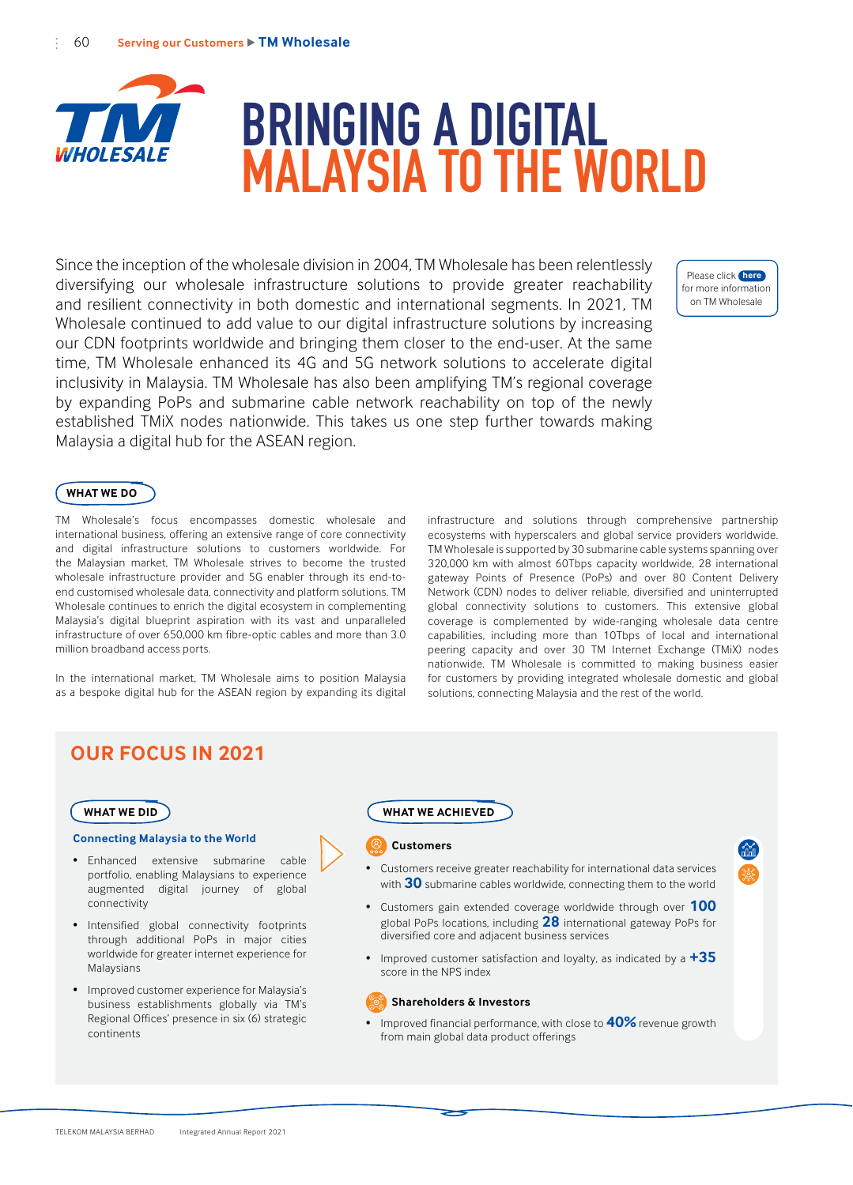# BRINGING A DIGITAL MALAYSIA TO THE WORLD

Since the inception of the wholesale division in 2004, TM Wholesale has been relentlessly diversifying our wholesale infrastructure solutions to provide greater reachability and resilient connectivity in both domestic and international segments. In 2021, TM Wholesale continued to add value to our digital infrastructure solutions by increasing our CDN footprints worldwide and bringing them closer to the end-user. At the same time, TM Wholesale enhanced its 4G and 5G network solutions to accelerate digital inclusivity in Malaysia. TM Wholesale has also been amplifying TM's regional coverage by expanding PoPs and submarine cable network reachability on top of the newly established TMiX nodes nationwide. This takes us one step further towards making Malaysia a digital hub for the ASEAN region.

Please click here for more information on TM Wholesale

## WHAT WE DO

TM Wholesale's focus encompasses domestic wholesale and international business, offering an extensive range of core connectivity and digital infrastructure solutions to customers worldwide. For the Malaysian market, TM Wholesale strives to become the trusted wholesale infrastructure provider and 5G enabler through its end-to-end customised wholesale data, connectivity and platform solutions. TM Wholesale continues to enrich the digital ecosystem in complementing Malaysia's digital blueprint aspiration with its vast and unparalleled infrastructure of over 650,000 km fibre-optic cables and more than 3.0 million broadband access ports.

In the international market, TM Wholesale aims to position Malaysia as a bespoke digital hub for the ASEAN region by expanding its digital infrastructure and solutions through comprehensive partnership ecosystems with hyperscalers and global service providers worldwide. TM Wholesale is supported by 30 submarine cable systems spanning over 320,000 km with almost 60Tbps capacity worldwide, 28 international gateway Points of Presence (PoPs) and over 80 Content Delivery Network (CDN) nodes to deliver reliable, diversified and uninterrupted global connectivity solutions to customers. This extensive global coverage is complemented by wide-ranging wholesale data centre capabilities, including more than 10Tbps of local and international peering capacity and over 30 TM Internet Exchange (TMiX) nodes nationwide. TM Wholesale is committed to making business easier for customers by providing integrated wholesale domestic and global solutions, connecting Malaysia and the rest of the world.

## OUR FOCUS IN 2021

### WHAT WE DID

**Connecting Malaysia to the World**

- Enhanced extensive submarine cable portfolio, enabling Malaysians to experience augmented digital journey of global connectivity
- Intensified global connectivity footprints through additional PoPs in major cities worldwide for greater internet experience for Malaysians
- Improved customer experience for Malaysia's business establishments globally via TM's Regional Offices' presence in six (6) strategic continents

### WHAT WE ACHIEVED

**Customers**

- Customers receive greater reachability for international data services with **30** submarine cables worldwide, connecting them to the world
- Customers gain extended coverage worldwide through over **100** global PoPs locations, including **28** international gateway PoPs for diversified core and adjacent business services
- Improved customer satisfaction and loyalty, as indicated by a **+35** score in the NPS index

**Shareholders & Investors**

- Improved financial performance, with close to **40%** revenue growth from main global data product offerings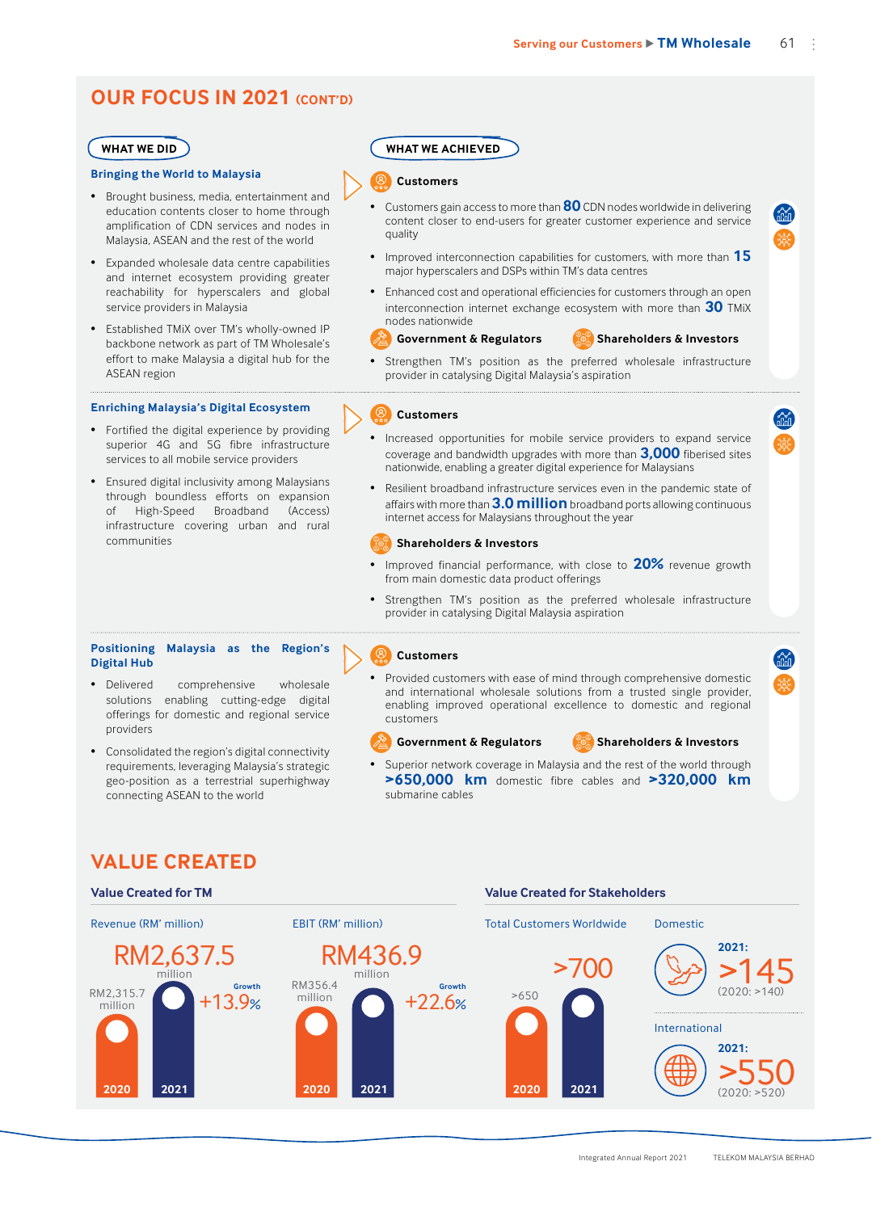## OUR FOCUS IN 2021 (CONT'D)

### Bringing the World to Malaysia

**WHAT WE DID**

- Brought business, media, entertainment and education contents closer to home through amplification of CDN services and nodes in Malaysia, ASEAN and the rest of the world
- Expanded wholesale data centre capabilities and internet ecosystem providing greater reachability for hyperscalers and global service providers in Malaysia
- Established TMiX over TM's wholly-owned IP backbone network as part of TM Wholesale's effort to make Malaysia a digital hub for the ASEAN region

**WHAT WE ACHIEVED**

**Customers**

- Customers gain access to more than **80** CDN nodes worldwide in delivering content closer to end-users for greater customer experience and service quality
- Improved interconnection capabilities for customers, with more than **15** major hyperscalers and DSPs within TM's data centres
- Enhanced cost and operational efficiencies for customers through an open interconnection internet exchange ecosystem with more than **30** TMiX nodes nationwide

**Government & Regulators** | **Shareholders & Investors**

- Strengthen TM's position as the preferred wholesale infrastructure provider in catalysing Digital Malaysia's aspiration

### Enriching Malaysia's Digital Ecosystem

**WHAT WE DID**

- Fortified the digital experience by providing superior 4G and 5G fibre infrastructure services to all mobile service providers
- Ensured digital inclusivity among Malaysians through boundless efforts on expansion of High-Speed Broadband (Access) infrastructure covering urban and rural communities

**WHAT WE ACHIEVED**

**Customers**

- Increased opportunities for mobile service providers to expand service coverage and bandwidth upgrades with more than **3,000** fiberised sites nationwide, enabling a greater digital experience for Malaysians
- Resilient broadband infrastructure services even in the pandemic state of affairs with more than **3.0 million** broadband ports allowing continuous internet access for Malaysians throughout the year

**Shareholders & Investors**

- Improved financial performance, with close to **20%** revenue growth from main domestic data product offerings
- Strengthen TM's position as the preferred wholesale infrastructure provider in catalysing Digital Malaysia aspiration

### Positioning Malaysia as the Region's Digital Hub

**WHAT WE DID**

- Delivered comprehensive wholesale solutions enabling cutting-edge digital offerings for domestic and regional service providers
- Consolidated the region's digital connectivity requirements, leveraging Malaysia's strategic geo-position as a terrestrial superhighway connecting ASEAN to the world

**WHAT WE ACHIEVED**

**Customers**

- Provided customers with ease of mind through comprehensive domestic and international wholesale solutions from a trusted single provider, enabling improved operational excellence to domestic and regional customers

**Government & Regulators** | **Shareholders & Investors**

- Superior network coverage in Malaysia and the rest of the world through **>650,000 km** domestic fibre cables and **>320,000 km** submarine cables

## VALUE CREATED

### Value Created for TM

**Revenue (RM' million)**

| | 2020 | 2021 | Growth |
|---|---|---|---|
| Revenue | RM2,315.7 million | RM2,637.5 million | +13.9% |

**EBIT (RM' million)**

| | 2020 | 2021 | Growth |
|---|---|---|---|
| EBIT | RM356.4 million | RM436.9 million | +22.6% |

### Value Created for Stakeholders

**Total Customers Worldwide**

| 2020 | 2021 |
|---|---|
| >650 | >700 |

**Domestic**

2021: >145 (2020: >140)

**International**

2021: >550 (2020: >520)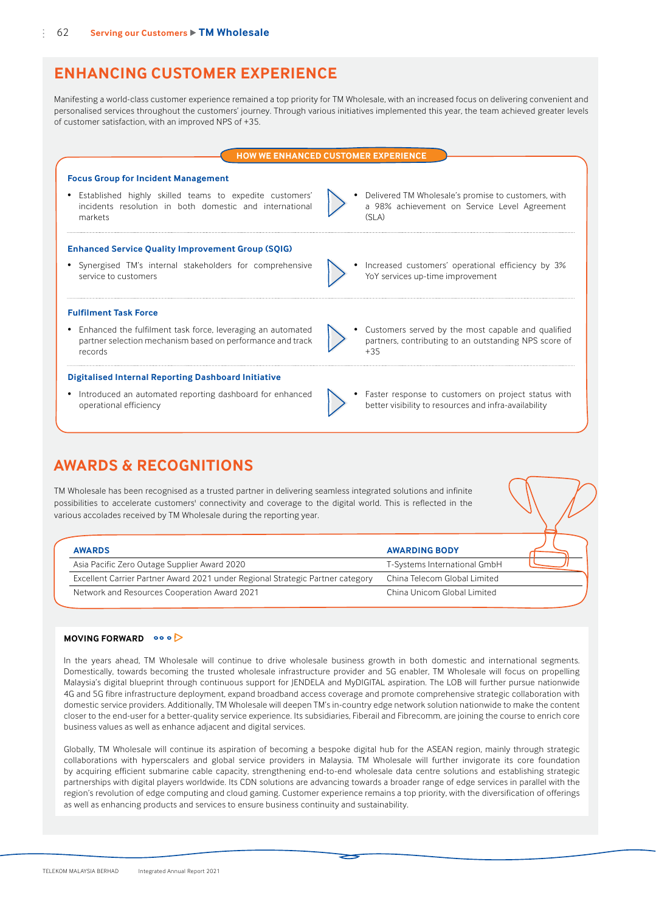## ENHANCING CUSTOMER EXPERIENCE

Manifesting a world-class customer experience remained a top priority for TM Wholesale, with an increased focus on delivering convenient and personalised services throughout the customers' journey. Through various initiatives implemented this year, the team achieved greater levels of customer satisfaction, with an improved NPS of +35.

### HOW WE ENHANCED CUSTOMER EXPERIENCE

**Focus Group for Incident Management**

- Established highly skilled teams to expedite customers' incidents resolution in both domestic and international markets

- Delivered TM Wholesale's promise to customers, with a 98% achievement on Service Level Agreement (SLA)

**Enhanced Service Quality Improvement Group (SQIG)**

- Synergised TM's internal stakeholders for comprehensive service to customers

- Increased customers' operational efficiency by 3% YoY services up-time improvement

**Fulfilment Task Force**

- Enhanced the fulfilment task force, leveraging an automated partner selection mechanism based on performance and track records

- Customers served by the most capable and qualified partners, contributing to an outstanding NPS score of +35

**Digitalised Internal Reporting Dashboard Initiative**

- Introduced an automated reporting dashboard for enhanced operational efficiency

- Faster response to customers on project status with better visibility to resources and infra-availability

## AWARDS & RECOGNITIONS

TM Wholesale has been recognised as a trusted partner in delivering seamless integrated solutions and infinite possibilities to accelerate customers' connectivity and coverage to the digital world. This is reflected in the various accolades received by TM Wholesale during the reporting year.

| AWARDS | AWARDING BODY |
|---|---|
| Asia Pacific Zero Outage Supplier Award 2020 | T-Systems International GmbH |
| Excellent Carrier Partner Award 2021 under Regional Strategic Partner category | China Telecom Global Limited |
| Network and Resources Cooperation Award 2021 | China Unicom Global Limited |

### MOVING FORWARD

In the years ahead, TM Wholesale will continue to drive wholesale business growth in both domestic and international segments. Domestically, towards becoming the trusted wholesale infrastructure provider and 5G enabler, TM Wholesale will focus on propelling Malaysia's digital blueprint through continuous support for JENDELA and MyDIGITAL aspiration. The LOB will further pursue nationwide 4G and 5G fibre infrastructure deployment, expand broadband access coverage and promote comprehensive strategic collaboration with domestic service providers. Additionally, TM Wholesale will deepen TM's in-country edge network solution nationwide to make the content closer to the end-user for a better-quality service experience. Its subsidiaries, Fiberail and Fibrecomm, are joining the course to enrich core business values as well as enhance adjacent and digital services.

Globally, TM Wholesale will continue its aspiration of becoming a bespoke digital hub for the ASEAN region, mainly through strategic collaborations with hyperscalers and global service providers in Malaysia. TM Wholesale will further invigorate its core foundation by acquiring efficient submarine cable capacity, strengthening end-to-end wholesale data centre solutions and establishing strategic partnerships with digital players worldwide. Its CDN solutions are advancing towards a broader range of edge services in parallel with the region's revolution of edge computing and cloud gaming. Customer experience remains a top priority, with the diversification of offerings as well as enhancing products and services to ensure business continuity and sustainability.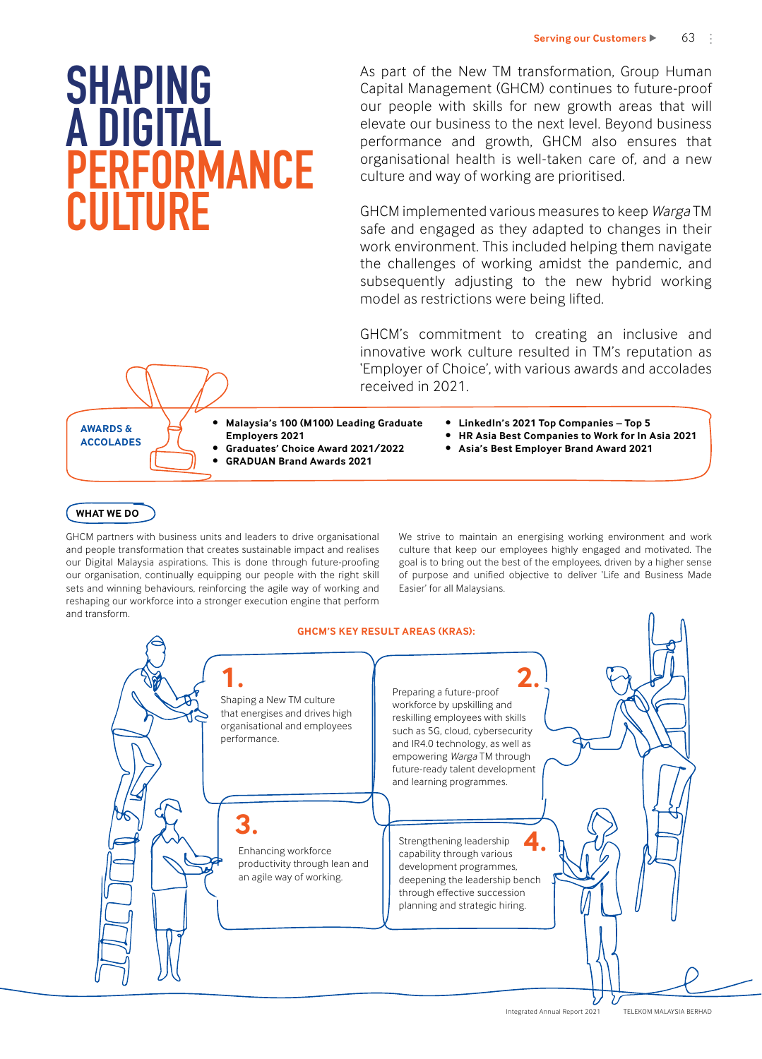# SHAPING A DIGITAL PERFORMANCE CULTURE

As part of the New TM transformation, Group Human Capital Management (GHCM) continues to future-proof our people with skills for new growth areas that will elevate our business to the next level. Beyond business performance and growth, GHCM also ensures that organisational health is well-taken care of, and a new culture and way of working are prioritised.

GHCM implemented various measures to keep *Warga* TM safe and engaged as they adapted to changes in their work environment. This included helping them navigate the challenges of working amidst the pandemic, and subsequently adjusting to the new hybrid working model as restrictions were being lifted.

GHCM's commitment to creating an inclusive and innovative work culture resulted in TM's reputation as 'Employer of Choice', with various awards and accolades received in 2021.

**AWARDS & ACCOLADES**

- **Malaysia's 100 (M100) Leading Graduate Employers 2021**
- **Graduates' Choice Award 2021/2022**
- **GRADUAN Brand Awards 2021**
- **LinkedIn's 2021 Top Companies – Top 5**
- **HR Asia Best Companies to Work for In Asia 2021**
- **Asia's Best Employer Brand Award 2021**

## WHAT WE DO

GHCM partners with business units and leaders to drive organisational and people transformation that creates sustainable impact and realises our Digital Malaysia aspirations. This is done through future-proofing our organisation, continually equipping our people with the right skill sets and winning behaviours, reinforcing the agile way of working and reshaping our workforce into a stronger execution engine that perform and transform.

We strive to maintain an energising working environment and work culture that keep our employees highly engaged and motivated. The goal is to bring out the best of the employees, driven by a higher sense of purpose and unified objective to deliver 'Life and Business Made Easier' for all Malaysians.

**GHCM'S KEY RESULT AREAS (KRAS):**

**1.** Shaping a New TM culture that energises and drives high organisational and employees performance.

**2.** Preparing a future-proof workforce by upskilling and reskilling employees with skills such as 5G, cloud, cybersecurity and IR4.0 technology, as well as empowering *Warga* TM through future-ready talent development and learning programmes.

**3.** Enhancing workforce productivity through lean and an agile way of working.

**4.** Strengthening leadership capability through various development programmes, deepening the leadership bench through effective succession planning and strategic hiring.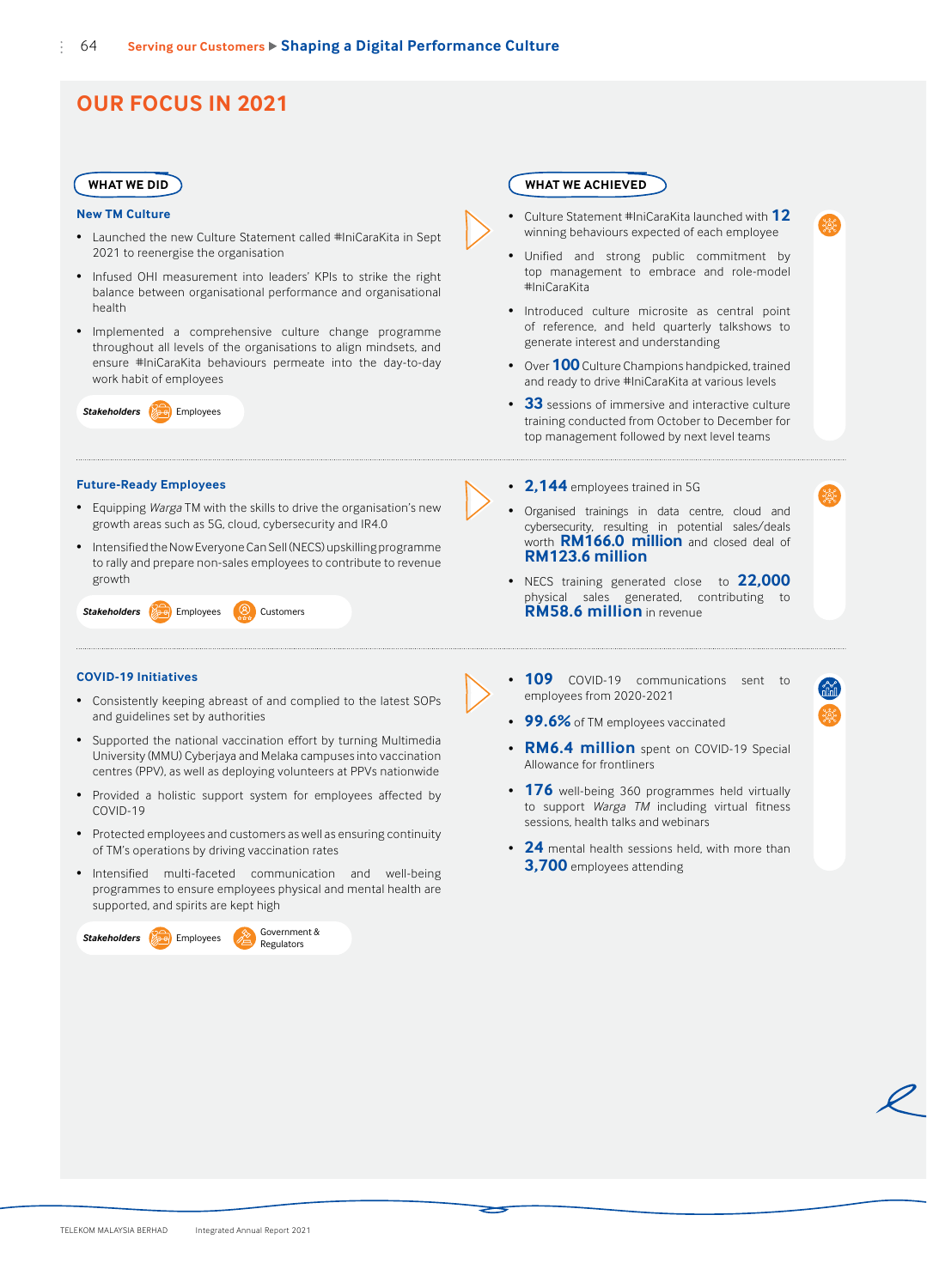## OUR FOCUS IN 2021

### New TM Culture

**WHAT WE DID**

- Launched the new Culture Statement called #IniCaraKita in Sept 2021 to reenergise the organisation
- Infused OHI measurement into leaders' KPIs to strike the right balance between organisational performance and organisational health
- Implemented a comprehensive culture change programme throughout all levels of the organisations to align mindsets, and ensure #IniCaraKita behaviours permeate into the day-to-day work habit of employees

**Stakeholders:** Employees

**WHAT WE ACHIEVED**

- Culture Statement #IniCaraKita launched with **12** winning behaviours expected of each employee
- Unified and strong public commitment by top management to embrace and role-model #IniCaraKita
- Introduced culture microsite as central point of reference, and held quarterly talkshows to generate interest and understanding
- Over **100** Culture Champions handpicked, trained and ready to drive #IniCaraKita at various levels
- **33** sessions of immersive and interactive culture training conducted from October to December for top management followed by next level teams

### Future-Ready Employees

**WHAT WE DID**

- Equipping *Warga* TM with the skills to drive the organisation's new growth areas such as 5G, cloud, cybersecurity and IR4.0
- Intensified the Now Everyone Can Sell (NECS) upskilling programme to rally and prepare non-sales employees to contribute to revenue growth

**Stakeholders:** Employees, Customers

**WHAT WE ACHIEVED**

- **2,144** employees trained in 5G
- Organised trainings in data centre, cloud and cybersecurity, resulting in potential sales/deals worth **RM166.0 million** and closed deal of **RM123.6 million**
- NECS training generated close to **22,000** physical sales generated, contributing to **RM58.6 million** in revenue

### COVID-19 Initiatives

**WHAT WE DID**

- Consistently keeping abreast of and complied to the latest SOPs and guidelines set by authorities
- Supported the national vaccination effort by turning Multimedia University (MMU) Cyberjaya and Melaka campuses into vaccination centres (PPV), as well as deploying volunteers at PPVs nationwide
- Provided a holistic support system for employees affected by COVID-19
- Protected employees and customers as well as ensuring continuity of TM's operations by driving vaccination rates
- Intensified multi-faceted communication and well-being programmes to ensure employees physical and mental health are supported, and spirits are kept high

**Stakeholders:** Employees, Government & Regulators

**WHAT WE ACHIEVED**

- **109** COVID-19 communications sent to employees from 2020-2021
- **99.6%** of TM employees vaccinated
- **RM6.4 million** spent on COVID-19 Special Allowance for frontliners
- **176** well-being 360 programmes held virtually to support *Warga TM* including virtual fitness sessions, health talks and webinars
- **24** mental health sessions held, with more than **3,700** employees attending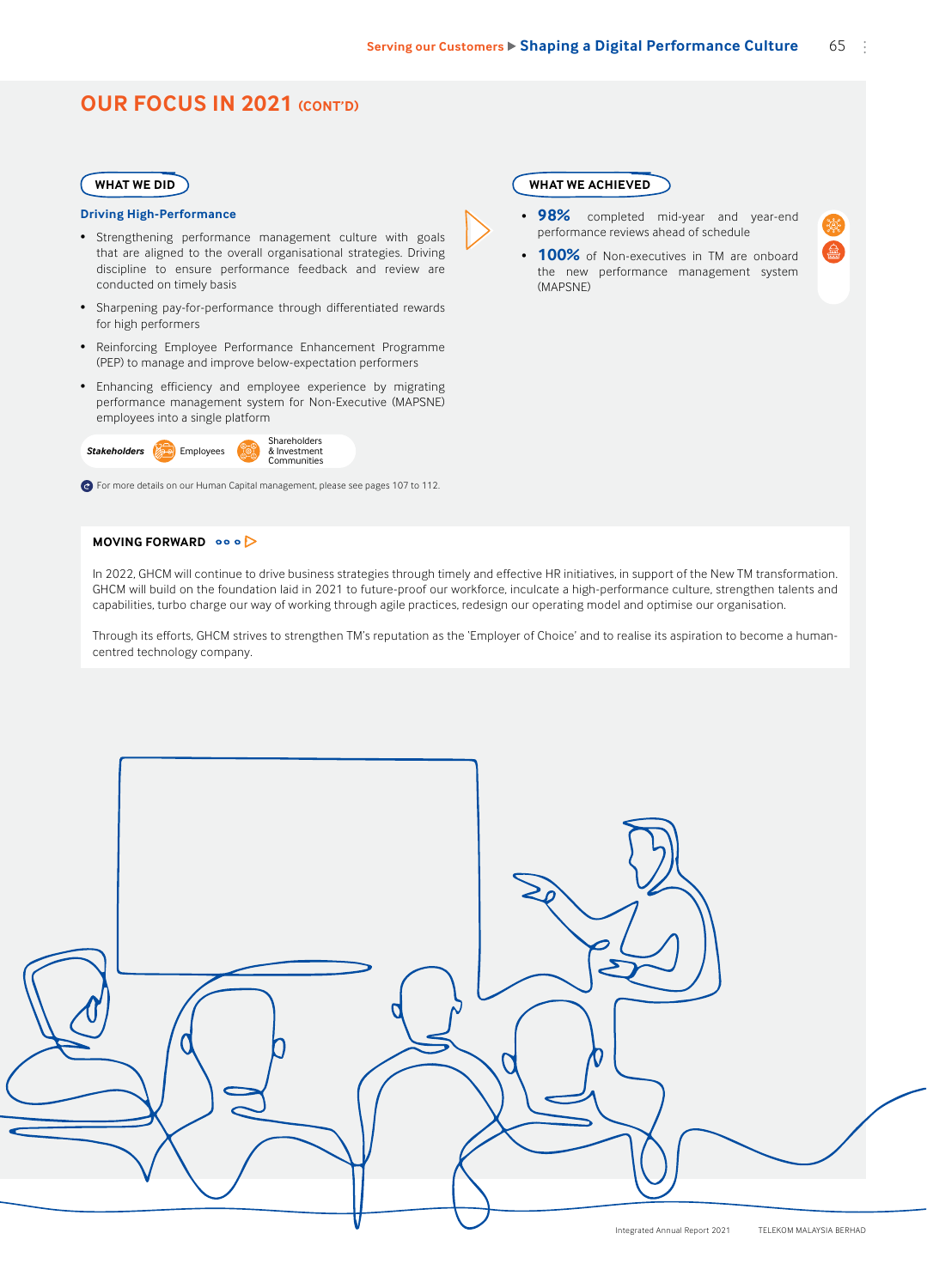## OUR FOCUS IN 2021 (CONT'D)

### WHAT WE DID

**Driving High-Performance**

- Strengthening performance management culture with goals that are aligned to the overall organisational strategies. Driving discipline to ensure performance feedback and review are conducted on timely basis
- Sharpening pay-for-performance through differentiated rewards for high performers
- Reinforcing Employee Performance Enhancement Programme (PEP) to manage and improve below-expectation performers
- Enhancing efficiency and employee experience by migrating performance management system for Non-Executive (MAPSNE) employees into a single platform

*Stakeholders* Employees | Shareholders & Investment Communities

For more details on our Human Capital management, please see pages 107 to 112.

### WHAT WE ACHIEVED

- **98%** completed mid-year and year-end performance reviews ahead of schedule
- **100%** of Non-executives in TM are onboard the new performance management system (MAPSNE)

### MOVING FORWARD

In 2022, GHCM will continue to drive business strategies through timely and effective HR initiatives, in support of the New TM transformation. GHCM will build on the foundation laid in 2021 to future-proof our workforce, inculcate a high-performance culture, strengthen talents and capabilities, turbo charge our way of working through agile practices, redesign our operating model and optimise our organisation.

Through its efforts, GHCM strives to strengthen TM's reputation as the 'Employer of Choice' and to realise its aspiration to become a human-centred technology company.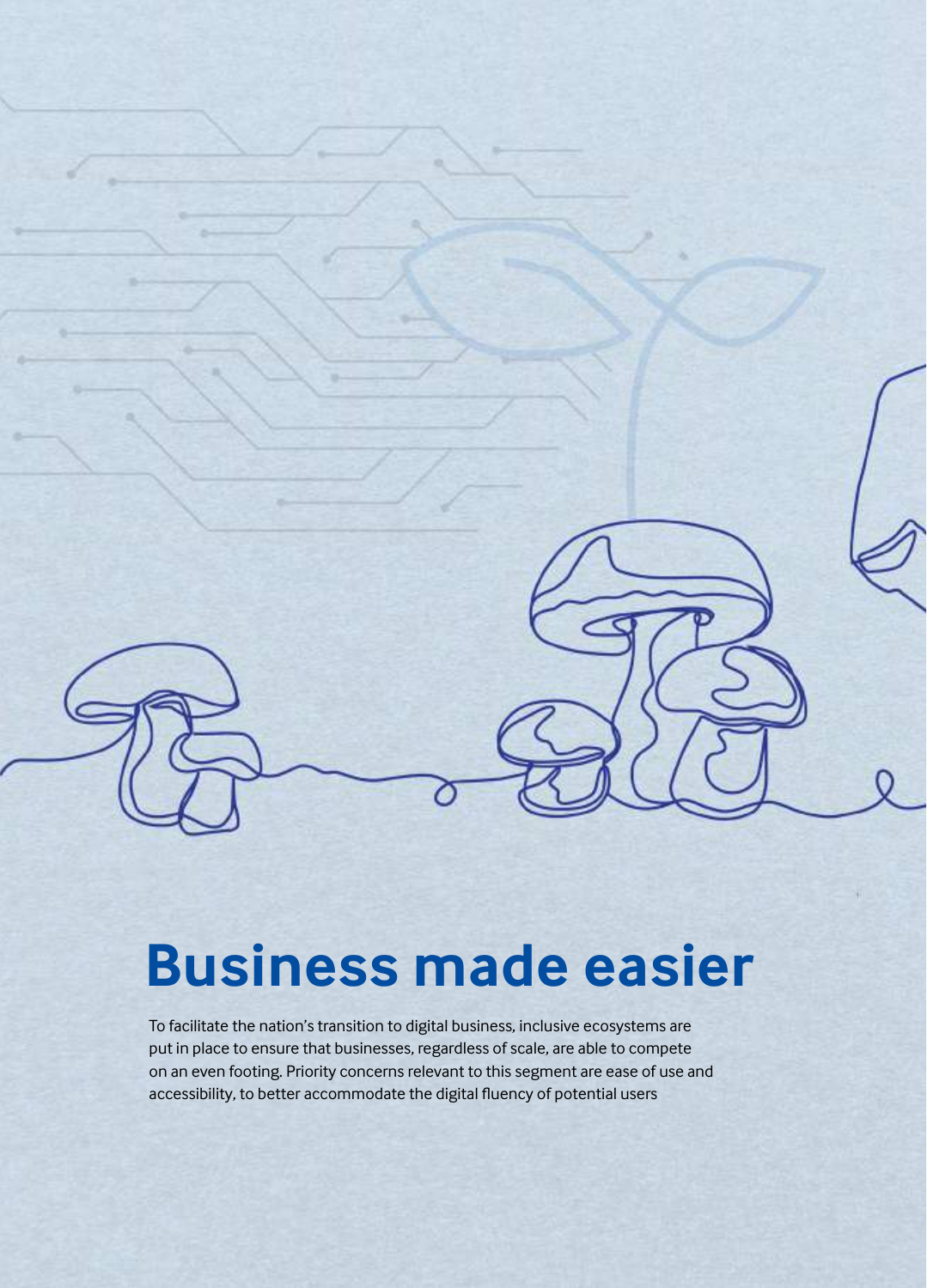# Business made easier

To facilitate the nation's transition to digital business, inclusive ecosystems are put in place to ensure that businesses, regardless of scale, are able to compete on an even footing. Priority concerns relevant to this segment are ease of use and accessibility, to better accommodate the digital fluency of potential users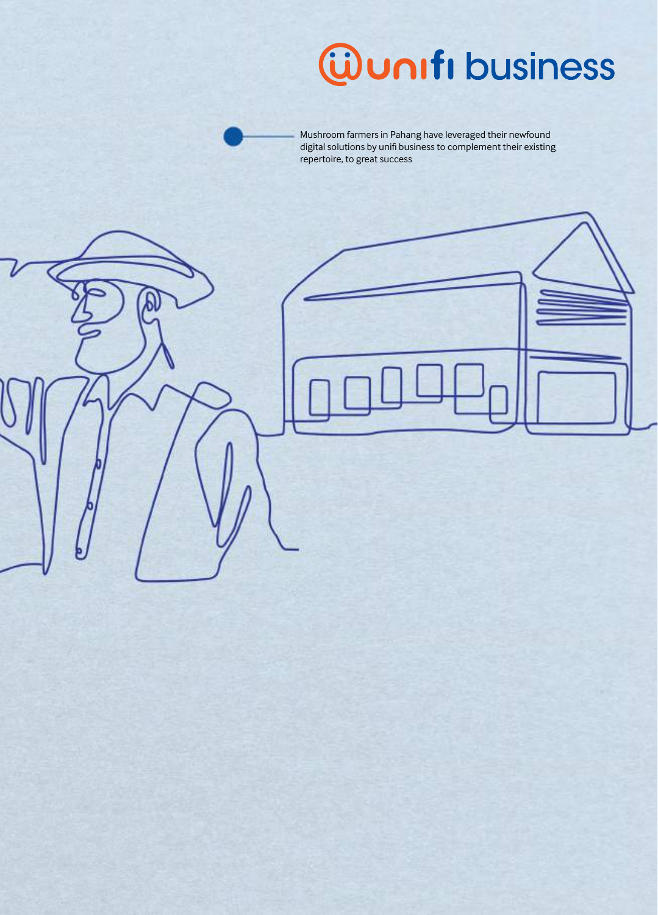unifi business

Mushroom farmers in Pahang have leveraged their newfound digital solutions by unifi business to complement their existing repertoire, to great success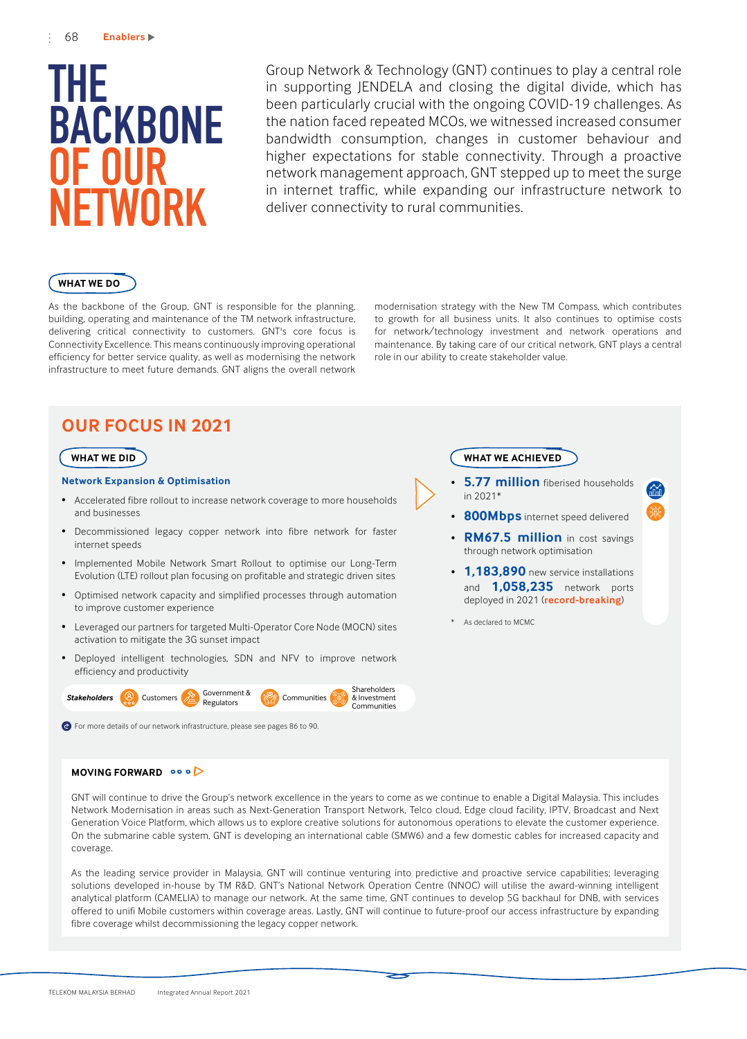# THE BACKBONE OF OUR NETWORK

Group Network & Technology (GNT) continues to play a central role in supporting JENDELA and closing the digital divide, which has been particularly crucial with the ongoing COVID-19 challenges. As the nation faced repeated MCOs, we witnessed increased consumer bandwidth consumption, changes in customer behaviour and higher expectations for stable connectivity. Through a proactive network management approach, GNT stepped up to meet the surge in internet traffic, while expanding our infrastructure network to deliver connectivity to rural communities.

## WHAT WE DO

As the backbone of the Group, GNT is responsible for the planning, building, operating and maintenance of the TM network infrastructure, delivering critical connectivity to customers. GNT's core focus is Connectivity Excellence. This means continuously improving operational efficiency for better service quality, as well as modernising the network infrastructure to meet future demands. GNT aligns the overall network modernisation strategy with the New TM Compass, which contributes to growth for all business units. It also continues to optimise costs for network/technology investment and network operations and maintenance. By taking care of our critical network, GNT plays a central role in our ability to create stakeholder value.

## OUR FOCUS IN 2021

### WHAT WE DID

**Network Expansion & Optimisation**

- Accelerated fibre rollout to increase network coverage to more households and businesses
- Decommissioned legacy copper network into fibre network for faster internet speeds
- Implemented Mobile Network Smart Rollout to optimise our Long-Term Evolution (LTE) rollout plan focusing on profitable and strategic driven sites
- Optimised network capacity and simplified processes through automation to improve customer experience
- Leveraged our partners for targeted Multi-Operator Core Node (MOCN) sites activation to mitigate the 3G sunset impact
- Deployed intelligent technologies, SDN and NFV to improve network efficiency and productivity

***Stakeholders*** Customers | Government & Regulators | Communities | Shareholders & Investment Communities

For more details of our network infrastructure, please see pages 86 to 90.

### WHAT WE ACHIEVED

- **5.77 million** fiberised households in 2021*
- **800Mbps** internet speed delivered
- **RM67.5 million** in cost savings through network optimisation
- **1,183,890** new service installations and **1,058,235** network ports deployed in 2021 (**record-breaking**)

\* As declared to MCMC

### MOVING FORWARD

GNT will continue to drive the Group's network excellence in the years to come as we continue to enable a Digital Malaysia. This includes Network Modernisation in areas such as Next-Generation Transport Network, Telco cloud, Edge cloud facility, IPTV, Broadcast and Next Generation Voice Platform, which allows us to explore creative solutions for autonomous operations to elevate the customer experience. On the submarine cable system, GNT is developing an international cable (SMW6) and a few domestic cables for increased capacity and coverage.

As the leading service provider in Malaysia, GNT will continue venturing into predictive and proactive service capabilities; leveraging solutions developed in-house by TM R&D. GNT's National Network Operation Centre (NNOC) will utilise the award-winning intelligent analytical platform (CAMELIA) to manage our network. At the same time, GNT continues to develop 5G backhaul for DNB, with services offered to unifi Mobile customers within coverage areas. Lastly, GNT will continue to future-proof our access infrastructure by expanding fibre coverage whilst decommissioning the legacy copper network.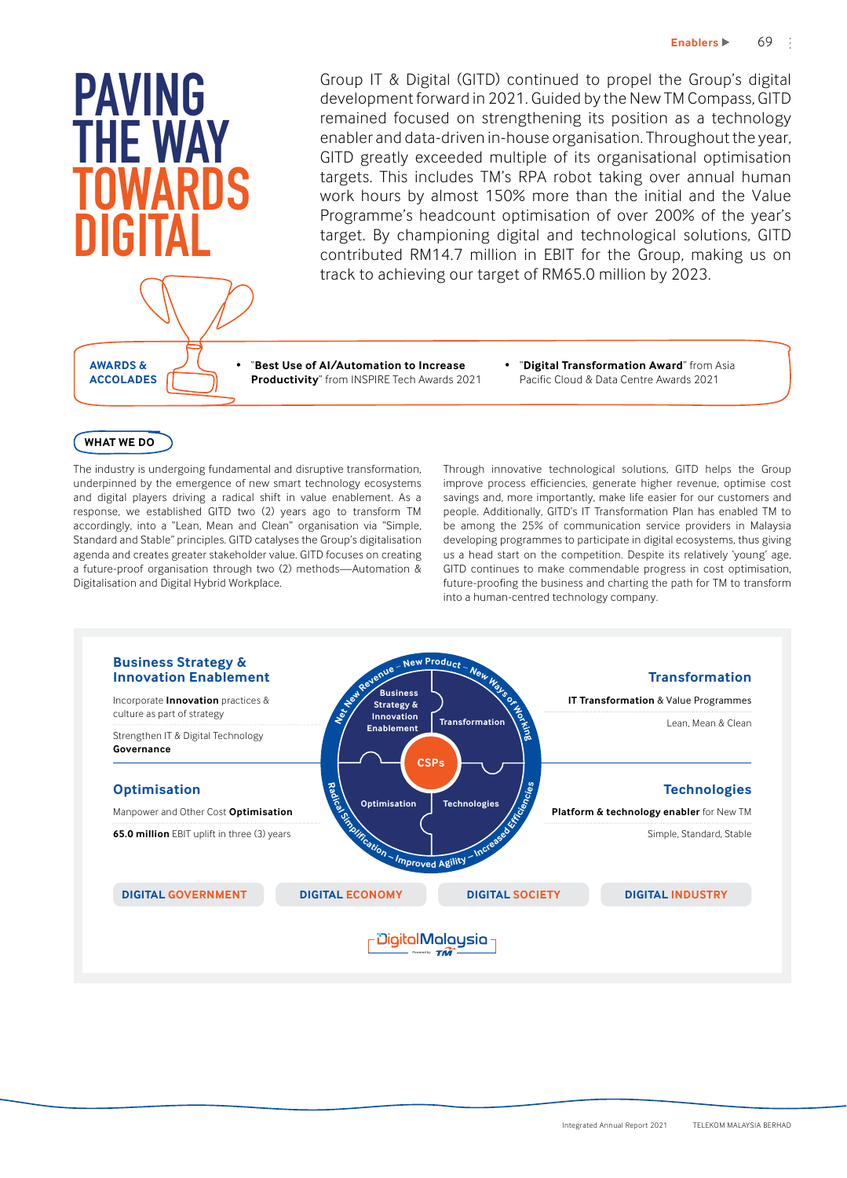# PAVING THE WAY TOWARDS DIGITAL

Group IT & Digital (GITD) continued to propel the Group's digital development forward in 2021. Guided by the New TM Compass, GITD remained focused on strengthening its position as a technology enabler and data-driven in-house organisation. Throughout the year, GITD greatly exceeded multiple of its organisational optimisation targets. This includes TM's RPA robot taking over annual human work hours by almost 150% more than the initial and the Value Programme's headcount optimisation of over 200% of the year's target. By championing digital and technological solutions, GITD contributed RM14.7 million in EBIT for the Group, making us on track to achieving our target of RM65.0 million by 2023.

**AWARDS & ACCOLADES**

- "**Best Use of AI/Automation to Increase Productivity**" from INSPIRE Tech Awards 2021
- "**Digital Transformation Award**" from Asia Pacific Cloud & Data Centre Awards 2021

## WHAT WE DO

The industry is undergoing fundamental and disruptive transformation, underpinned by the emergence of new smart technology ecosystems and digital players driving a radical shift in value enablement. As a response, we established GITD two (2) years ago to transform TM accordingly, into a "Lean, Mean and Clean" organisation via "Simple, Standard and Stable" principles. GITD catalyses the Group's digitalisation agenda and creates greater stakeholder value. GITD focuses on creating a future-proof organisation through two (2) methods—Automation & Digitalisation and Digital Hybrid Workplace.

Through innovative technological solutions, GITD helps the Group improve process efficiencies, generate higher revenue, optimise cost savings and, more importantly, make life easier for our customers and people. Additionally, GITD's IT Transformation Plan has enabled TM to be among the 25% of communication service providers in Malaysia developing programmes to participate in digital ecosystems, thus giving us a head start on the competition. Despite its relatively 'young' age, GITD continues to make commendable progress in cost optimisation, future-proofing the business and charting the path for TM to transform into a human-centred technology company.

### Business Strategy & Innovation Enablement

Incorporate **Innovation** practices & culture as part of strategy

Strengthen IT & Digital Technology **Governance**

### Transformation

**IT Transformation** & Value Programmes

Lean, Mean & Clean

### Optimisation

Manpower and Other Cost **Optimisation**

**65.0 million** EBIT uplift in three (3) years

### Technologies

**Platform & technology enabler** for New TM

Simple, Standard, Stable

Business Strategy & Innovation Enablement | Transformation | CSPs | Optimisation | Technologies

Net New Revenue – New Product – New Ways of Working – Increased Efficiencies – Improved Agility – Radical Simplification

DIGITAL GOVERNMENT | DIGITAL ECONOMY | DIGITAL SOCIETY | DIGITAL INDUSTRY

DigitalMalaysia Powered by TM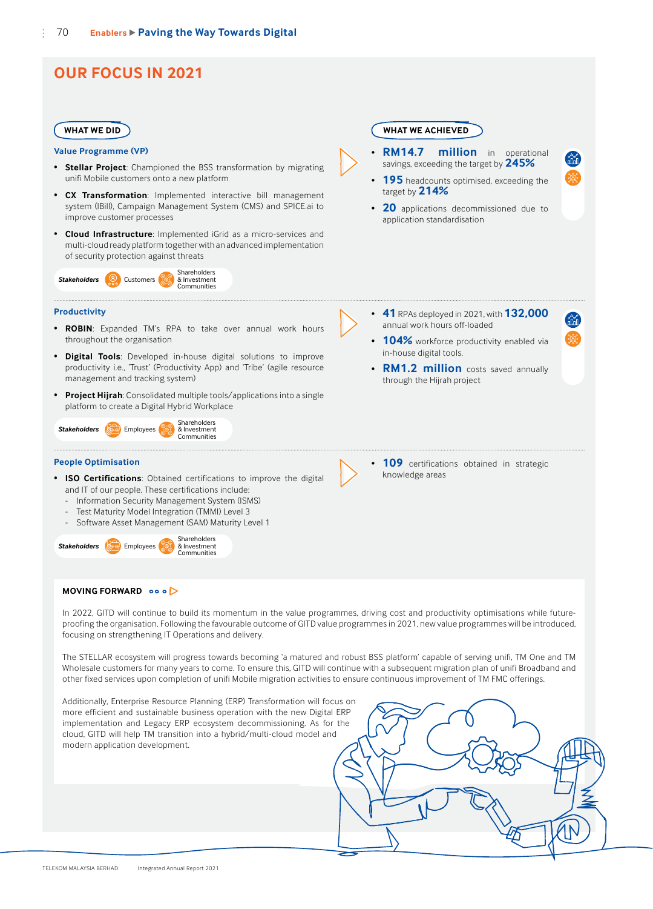## OUR FOCUS IN 2021

### WHAT WE DID

**Value Programme (VP)**

- **Stellar Project**: Championed the BSS transformation by migrating unifi Mobile customers onto a new platform
- **CX Transformation**: Implemented interactive bill management system (IBill), Campaign Management System (CMS) and SPICE.ai to improve customer processes
- **Cloud Infrastructure**: Implemented iGrid as a micro-services and multi-cloud ready platform together with an advanced implementation of security protection against threats

*Stakeholders*: Customers, Shareholders & Investment Communities

### WHAT WE ACHIEVED

- **RM14.7 million** in operational savings, exceeding the target by **245%**
- **195** headcounts optimised, exceeding the target by **214%**
- **20** applications decommissioned due to application standardisation

---

**Productivity**

- **ROBIN**: Expanded TM's RPA to take over annual work hours throughout the organisation
- **Digital Tools**: Developed in-house digital solutions to improve productivity i.e., 'Trust' (Productivity App) and 'Tribe' (agile resource management and tracking system)
- **Project Hijrah**: Consolidated multiple tools/applications into a single platform to create a Digital Hybrid Workplace

*Stakeholders*: Employees, Shareholders & Investment Communities

- **41** RPAs deployed in 2021, with **132,000** annual work hours off-loaded
- **104%** workforce productivity enabled via in-house digital tools.
- **RM1.2 million** costs saved annually through the Hijrah project

---

**People Optimisation**

- **ISO Certifications**: Obtained certifications to improve the digital and IT of our people. These certifications include:
  - Information Security Management System (ISMS)
  - Test Maturity Model Integration (TMMI) Level 3
  - Software Asset Management (SAM) Maturity Level 1

*Stakeholders*: Employees, Shareholders & Investment Communities

- **109** certifications obtained in strategic knowledge areas

### MOVING FORWARD

In 2022, GITD will continue to build its momentum in the value programmes, driving cost and productivity optimisations while future-proofing the organisation. Following the favourable outcome of GITD value programmes in 2021, new value programmes will be introduced, focusing on strengthening IT Operations and delivery.

The STELLAR ecosystem will progress towards becoming 'a matured and robust BSS platform' capable of serving unifi, TM One and TM Wholesale customers for many years to come. To ensure this, GITD will continue with a subsequent migration plan of unifi Broadband and other fixed services upon completion of unifi Mobile migration activities to ensure continuous improvement of TM FMC offerings.

Additionally, Enterprise Resource Planning (ERP) Transformation will focus on more efficient and sustainable business operation with the new Digital ERP implementation and Legacy ERP ecosystem decommissioning. As for the cloud, GITD will help TM transition into a hybrid/multi-cloud model and modern application development.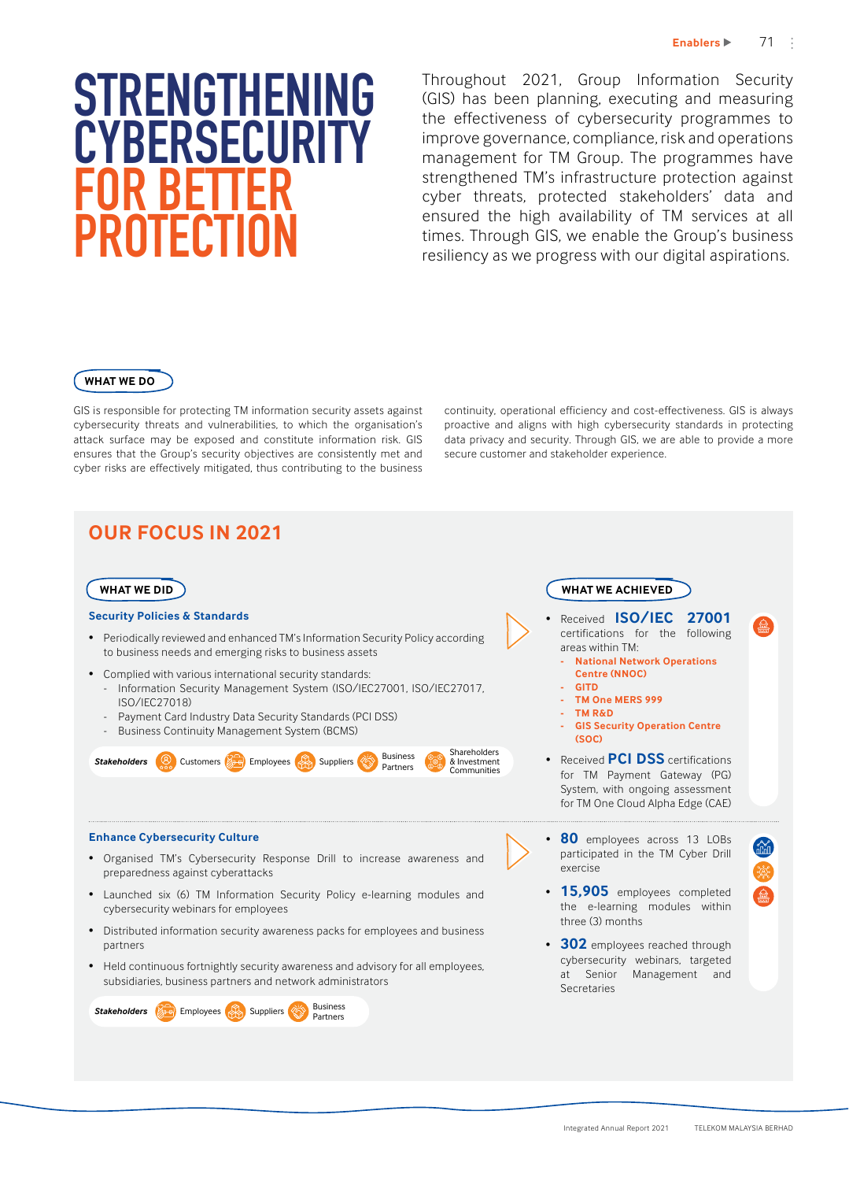# STRENGTHENING CYBERSECURITY FOR BETTER PROTECTION

Throughout 2021, Group Information Security (GIS) has been planning, executing and measuring the effectiveness of cybersecurity programmes to improve governance, compliance, risk and operations management for TM Group. The programmes have strengthened TM's infrastructure protection against cyber threats, protected stakeholders' data and ensured the high availability of TM services at all times. Through GIS, we enable the Group's business resiliency as we progress with our digital aspirations.

## WHAT WE DO

GIS is responsible for protecting TM information security assets against cybersecurity threats and vulnerabilities, to which the organisation's attack surface may be exposed and constitute information risk. GIS ensures that the Group's security objectives are consistently met and cyber risks are effectively mitigated, thus contributing to the business continuity, operational efficiency and cost-effectiveness. GIS is always proactive and aligns with high cybersecurity standards in protecting data privacy and security. Through GIS, we are able to provide a more secure customer and stakeholder experience.

## OUR FOCUS IN 2021

### WHAT WE DID

#### Security Policies & Standards

- Periodically reviewed and enhanced TM's Information Security Policy according to business needs and emerging risks to business assets
- Complied with various international security standards:
  - Information Security Management System (ISO/IEC27001, ISO/IEC27017, ISO/IEC27018)
  - Payment Card Industry Data Security Standards (PCI DSS)
  - Business Continuity Management System (BCMS)

*Stakeholders:* Customers, Employees, Suppliers, Business Partners, Shareholders & Investment Communities

### WHAT WE ACHIEVED

- Received **ISO/IEC 27001** certifications for the following areas within TM:
  - **National Network Operations Centre (NNOC)**
  - **GITD**
  - **TM One MERS 999**
  - **TM R&D**
  - **GIS Security Operation Centre (SOC)**
- Received **PCI DSS** certifications for TM Payment Gateway (PG) System, with ongoing assessment for TM One Cloud Alpha Edge (CAE)

### WHAT WE DID

#### Enhance Cybersecurity Culture

- Organised TM's Cybersecurity Response Drill to increase awareness and preparedness against cyberattacks
- Launched six (6) TM Information Security Policy e-learning modules and cybersecurity webinars for employees
- Distributed information security awareness packs for employees and business partners
- Held continuous fortnightly security awareness and advisory for all employees, subsidiaries, business partners and network administrators

*Stakeholders:* Employees, Suppliers, Business Partners

### WHAT WE ACHIEVED

- **80** employees across 13 LOBs participated in the TM Cyber Drill exercise
- **15,905** employees completed the e-learning modules within three (3) months
- **302** employees reached through cybersecurity webinars, targeted at Senior Management and Secretaries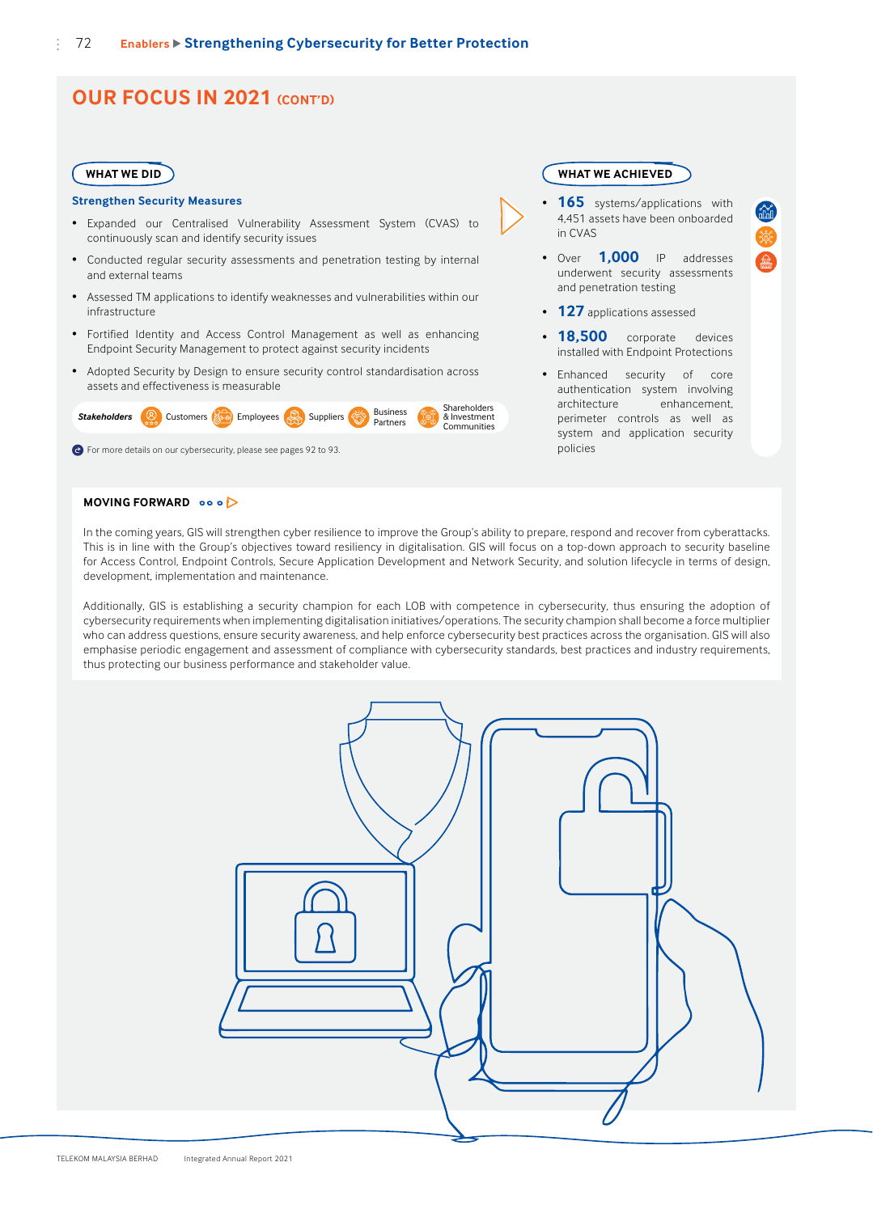## OUR FOCUS IN 2021 (CONT'D)

### WHAT WE DID

**Strengthen Security Measures**

- Expanded our Centralised Vulnerability Assessment System (CVAS) to continuously scan and identify security issues
- Conducted regular security assessments and penetration testing by internal and external teams
- Assessed TM applications to identify weaknesses and vulnerabilities within our infrastructure
- Fortified Identity and Access Control Management as well as enhancing Endpoint Security Management to protect against security incidents
- Adopted Security by Design to ensure security control standardisation across assets and effectiveness is measurable

*Stakeholders*: Customers, Employees, Suppliers, Business Partners, Shareholders & Investment Communities

For more details on our cybersecurity, please see pages 92 to 93.

### WHAT WE ACHIEVED

- **165** systems/applications with 4,451 assets have been onboarded in CVAS
- Over **1,000** IP addresses underwent security assessments and penetration testing
- **127** applications assessed
- **18,500** corporate devices installed with Endpoint Protections
- Enhanced security of core authentication system involving architecture enhancement, perimeter controls as well as system and application security policies

### MOVING FORWARD

In the coming years, GIS will strengthen cyber resilience to improve the Group's ability to prepare, respond and recover from cyberattacks. This is in line with the Group's objectives toward resiliency in digitalisation. GIS will focus on a top-down approach to security baseline for Access Control, Endpoint Controls, Secure Application Development and Network Security, and solution lifecycle in terms of design, development, implementation and maintenance.

Additionally, GIS is establishing a security champion for each LOB with competence in cybersecurity, thus ensuring the adoption of cybersecurity requirements when implementing digitalisation initiatives/operations. The security champion shall become a force multiplier who can address questions, ensure security awareness, and help enforce cybersecurity best practices across the organisation. GIS will also emphasise periodic engagement and assessment of compliance with cybersecurity standards, best practices and industry requirements, thus protecting our business performance and stakeholder value.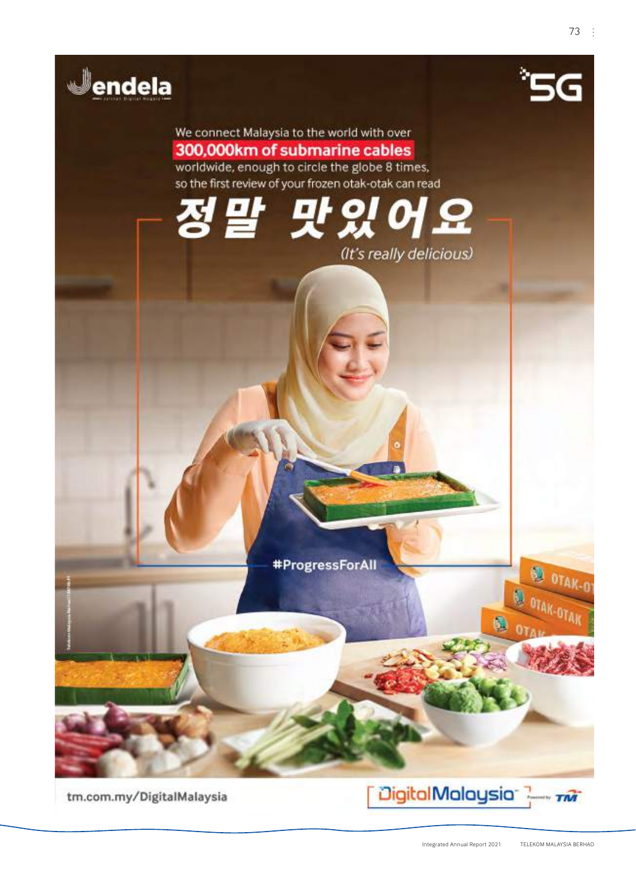Jendela

5G

We connect Malaysia to the world with over **300,000km of submarine cables** worldwide, enough to circle the globe 8 times, so the first review of your frozen otak-otak can read

# 정말 맛있어요

*(It's really delicious)*

#ProgressForAll

tm.com.my/DigitalMalaysia

DigitalMalaysia Powered by TM